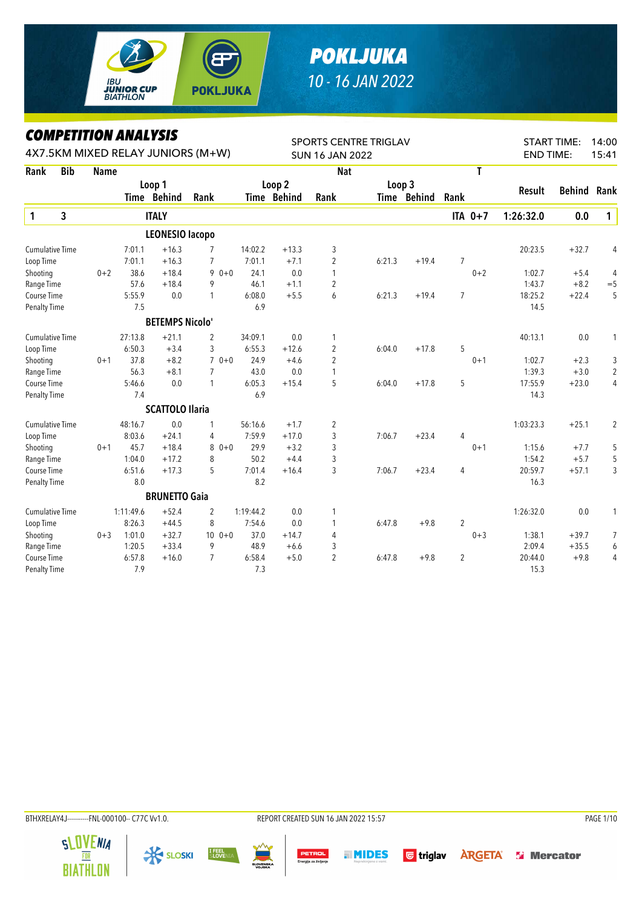# POKLJUKA

10 - 16 JAN 2022

## COMPETITION ANALYSIS

4X7.5KM MIXED RELAY JUNIORS (M+W)

SPORTS CENTRE TRIGLAV
SUN 16 JAN 2022

START TIME: 14:00
END TIME: 15:41

| Rank | Bib | Name | | Loop 1 Time | Loop 1 Behind | Loop 1 Rank | | Loop 2 Time | Loop 2 Behind | Loop 2 Rank | Loop 3 Time | Loop 3 Behind | Loop 3 Rank | Nat T | Result | Behind | Rank |
|---|---|---|---|---|---|---|---|---|---|---|---|---|---|---|---|---|---|
| 1 | 3 | ITALY | | | | | | | | | | | | ITA 0+7 | 1:26:32.0 | 0.0 | 1 |
| | | **LEONESIO Iacopo** | | | | | | | | | | | | | | | |
| Cumulative Time | | | | 7:01.1 | +16.3 | 7 | | 14:02.2 | +13.3 | 3 | | | | | 20:23.5 | +32.7 | 4 |
| Loop Time | | | | 7:01.1 | +16.3 | 7 | | 7:01.1 | +7.1 | 2 | 6:21.3 | +19.4 | 7 | | | | |
| Shooting | | | 0+2 | 38.6 | +18.4 | 9 | 0+0 | 24.1 | 0.0 | 1 | | | | 0+2 | 1:02.7 | +5.4 | 4 |
| Range Time | | | | 57.6 | +18.4 | 9 | | 46.1 | +1.1 | 2 | | | | | 1:43.7 | +8.2 | =5 |
| Course Time | | | | 5:55.9 | 0.0 | 1 | | 6:08.0 | +5.5 | 6 | 6:21.3 | +19.4 | 7 | | 18:25.2 | +22.4 | 5 |
| Penalty Time | | | | 7.5 | | | | 6.9 | | | | | | | 14.5 | | |
| | | **BETEMPS Nicolo'** | | | | | | | | | | | | | | | |
| Cumulative Time | | | | 27:13.8 | +21.1 | 2 | | 34:09.1 | 0.0 | 1 | | | | | 40:13.1 | 0.0 | 1 |
| Loop Time | | | | 6:50.3 | +3.4 | 3 | | 6:55.3 | +12.6 | 2 | 6:04.0 | +17.8 | 5 | | | | |
| Shooting | | | 0+1 | 37.8 | +8.2 | 7 | 0+0 | 24.9 | +4.6 | 2 | | | | 0+1 | 1:02.7 | +2.3 | 3 |
| Range Time | | | | 56.3 | +8.1 | 7 | | 43.0 | 0.0 | 1 | | | | | 1:39.3 | +3.0 | 2 |
| Course Time | | | | 5:46.6 | 0.0 | 1 | | 6:05.3 | +15.4 | 5 | 6:04.0 | +17.8 | 5 | | 17:55.9 | +23.0 | 4 |
| Penalty Time | | | | 7.4 | | | | 6.9 | | | | | | | 14.3 | | |
| | | **SCATTOLO Ilaria** | | | | | | | | | | | | | | | |
| Cumulative Time | | | | 48:16.7 | 0.0 | 1 | | 56:16.6 | +1.7 | 2 | | | | | 1:03:23.3 | +25.1 | 2 |
| Loop Time | | | | 8:03.6 | +24.1 | 4 | | 7:59.9 | +17.0 | 3 | 7:06.7 | +23.4 | 4 | | | | |
| Shooting | | | 0+1 | 45.7 | +18.4 | 8 | 0+0 | 29.9 | +3.2 | 3 | | | | 0+1 | 1:15.6 | +7.7 | 5 |
| Range Time | | | | 1:04.0 | +17.2 | 8 | | 50.2 | +4.4 | 3 | | | | | 1:54.2 | +5.7 | 5 |
| Course Time | | | | 6:51.6 | +17.3 | 5 | | 7:01.4 | +16.4 | 3 | 7:06.7 | +23.4 | 4 | | 20:59.7 | +57.1 | 3 |
| Penalty Time | | | | 8.0 | | | | 8.2 | | | | | | | 16.3 | | |
| | | **BRUNETTO Gaia** | | | | | | | | | | | | | | | |
| Cumulative Time | | | | 1:11:49.6 | +52.4 | 2 | | 1:19:44.2 | 0.0 | 1 | | | | | 1:26:32.0 | 0.0 | 1 |
| Loop Time | | | | 8:26.3 | +44.5 | 8 | | 7:54.6 | 0.0 | 1 | 6:47.8 | +9.8 | 2 | | | | |
| Shooting | | | 0+3 | 1:01.0 | +32.7 | 10 | 0+0 | 37.0 | +14.7 | 4 | | | | 0+3 | 1:38.1 | +39.7 | 7 |
| Range Time | | | | 1:20.5 | +33.4 | 9 | | 48.9 | +6.6 | 3 | | | | | 2:09.4 | +35.5 | 6 |
| Course Time | | | | 6:57.8 | +16.0 | 7 | | 6:58.4 | +5.0 | 2 | 6:47.8 | +9.8 | 2 | | 20:44.0 | +9.8 | 4 |
| Penalty Time | | | | 7.9 | | | | 7.3 | | | | | | | 15.3 | | |

BTHXRELAY4J-----------FNL-000100-- C77C Vv1.0. REPORT CREATED SUN 16 JAN 2022 15:57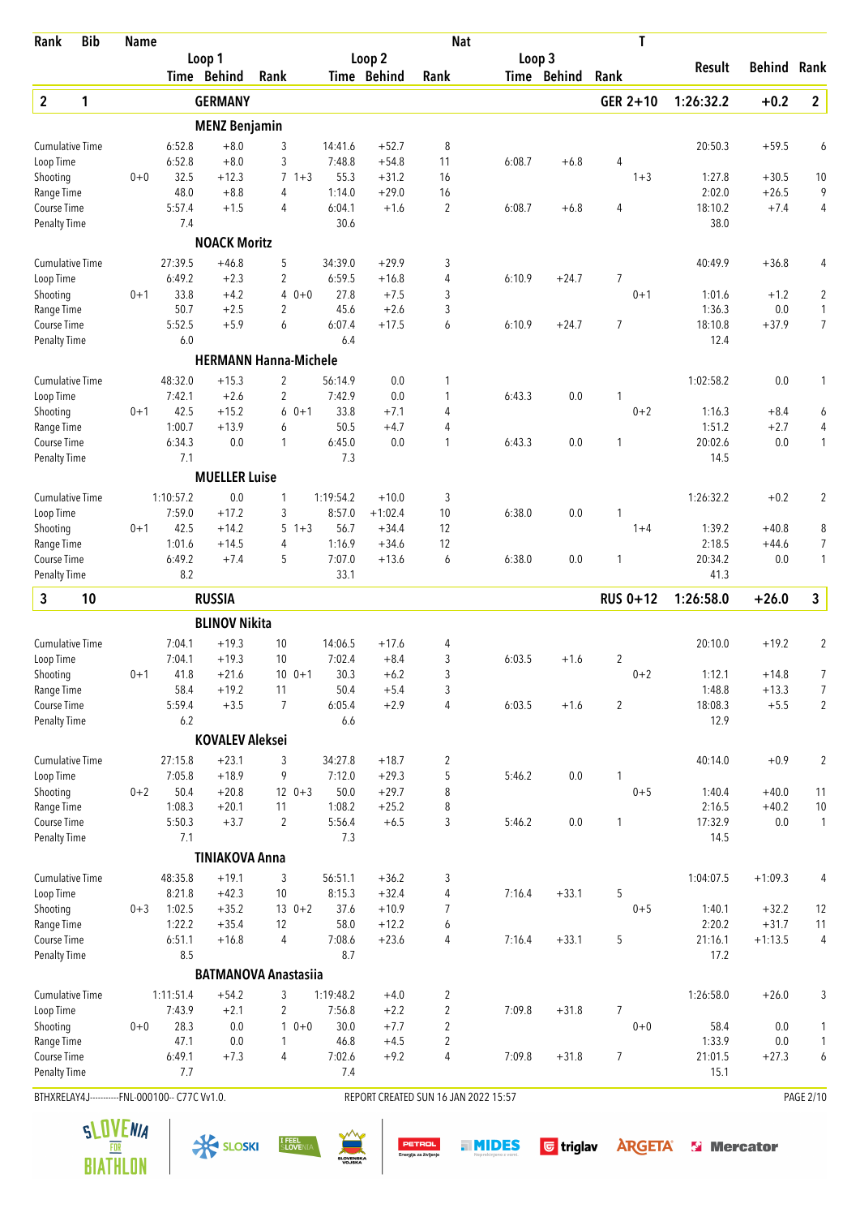| Rank | Bib | Name | | | | | | Nat | | | | T | | | |
|---|---|---|---|---|---|---|---|---|---|---|---|---|---|---|---|
| | | | Loop 1 | | | Loop 2 | | | Loop 3 | | | | Result | Behind | Rank |
| | | | Time | Behind | Rank | Time | Behind | Rank | Time | Behind | Rank | | | | |
| **2** | **1** | **GERMANY** | | | | | | | | | | **GER 2+10** | **1:26:32.2** | **+0.2** | **2** |
| | | **MENZ Benjamin** | | | | | | | | | | | | | |
| Cumulative Time | | | 6:52.8 | +8.0 | 3 | 14:41.6 | +52.7 | 8 | | | | | 20:50.3 | +59.5 | 6 |
| Loop Time | | | 6:52.8 | +8.0 | 3 | 7:48.8 | +54.8 | 11 | 6:08.7 | +6.8 | 4 | | | | |
| Shooting | | 0+0 | 32.5 | +12.3 | 7 1+3 | 55.3 | +31.2 | 16 | | | | 1+3 | 1:27.8 | +30.5 | 10 |
| Range Time | | | 48.0 | +8.8 | 4 | 1:14.0 | +29.0 | 16 | | | | | 2:02.0 | +26.5 | 9 |
| Course Time | | | 5:57.4 | +1.5 | 4 | 6:04.1 | +1.6 | 2 | 6:08.7 | +6.8 | 4 | | 18:10.2 | +7.4 | 4 |
| Penalty Time | | | 7.4 | | | 30.6 | | | | | | | 38.0 | | |
| | | **NOACK Moritz** | | | | | | | | | | | | | |
| Cumulative Time | | | 27:39.5 | +46.8 | 5 | 34:39.0 | +29.9 | 3 | | | | | 40:49.9 | +36.8 | 4 |
| Loop Time | | | 6:49.2 | +2.3 | 2 | 6:59.5 | +16.8 | 4 | 6:10.9 | +24.7 | 7 | | | | |
| Shooting | | 0+1 | 33.8 | +4.2 | 4 0+0 | 27.8 | +7.5 | 3 | | | | 0+1 | 1:01.6 | +1.2 | 2 |
| Range Time | | | 50.7 | +2.5 | 2 | 45.6 | +2.6 | 3 | | | | | 1:36.3 | 0.0 | 1 |
| Course Time | | | 5:52.5 | +5.9 | 6 | 6:07.4 | +17.5 | 6 | 6:10.9 | +24.7 | 7 | | 18:10.8 | +37.9 | 7 |
| Penalty Time | | | 6.0 | | | 6.4 | | | | | | | 12.4 | | |
| | | **HERMANN Hanna-Michele** | | | | | | | | | | | | | |
| Cumulative Time | | | 48:32.0 | +15.3 | 2 | 56:14.9 | 0.0 | 1 | | | | | 1:02:58.2 | 0.0 | 1 |
| Loop Time | | | 7:42.1 | +2.6 | 2 | 7:42.9 | 0.0 | 1 | 6:43.3 | 0.0 | 1 | | | | |
| Shooting | | 0+1 | 42.5 | +15.2 | 6 0+1 | 33.8 | +7.1 | 4 | | | | 0+2 | 1:16.3 | +8.4 | 6 |
| Range Time | | | 1:00.7 | +13.9 | 6 | 50.5 | +4.7 | 4 | | | | | 1:51.2 | +2.7 | 4 |
| Course Time | | | 6:34.3 | 0.0 | 1 | 6:45.0 | 0.0 | 1 | 6:43.3 | 0.0 | 1 | | 20:02.6 | 0.0 | 1 |
| Penalty Time | | | 7.1 | | | 7.3 | | | | | | | 14.5 | | |
| | | **MUELLER Luise** | | | | | | | | | | | | | |
| Cumulative Time | | | 1:10:57.2 | 0.0 | 1 | 1:19:54.2 | +10.0 | 3 | | | | | 1:26:32.2 | +0.2 | 2 |
| Loop Time | | | 7:59.0 | +17.2 | 3 | 8:57.0 | +1:02.4 | 10 | 6:38.0 | 0.0 | 1 | | | | |
| Shooting | | 0+1 | 42.5 | +14.2 | 5 1+3 | 56.7 | +34.4 | 12 | | | | 1+4 | 1:39.2 | +40.8 | 8 |
| Range Time | | | 1:01.6 | +14.5 | 4 | 1:16.9 | +34.6 | 12 | | | | | 2:18.5 | +44.6 | 7 |
| Course Time | | | 6:49.2 | +7.4 | 5 | 7:07.0 | +13.6 | 6 | 6:38.0 | 0.0 | 1 | | 20:34.2 | 0.0 | 1 |
| Penalty Time | | | 8.2 | | | 33.1 | | | | | | | 41.3 | | |
| **3** | **10** | **RUSSIA** | | | | | | | | | | **RUS 0+12** | **1:26:58.0** | **+26.0** | **3** |
| | | **BLINOV Nikita** | | | | | | | | | | | | | |
| Cumulative Time | | | 7:04.1 | +19.3 | 10 | 14:06.5 | +17.6 | 4 | | | | | 20:10.0 | +19.2 | 2 |
| Loop Time | | | 7:04.1 | +19.3 | 10 | 7:02.4 | +8.4 | 3 | 6:03.5 | +1.6 | 2 | | | | |
| Shooting | | 0+1 | 41.8 | +21.6 | 10 0+1 | 30.3 | +6.2 | 3 | | | | 0+2 | 1:12.1 | +14.8 | 7 |
| Range Time | | | 58.4 | +19.2 | 11 | 50.4 | +5.4 | 3 | | | | | 1:48.8 | +13.3 | 7 |
| Course Time | | | 5:59.4 | +3.5 | 7 | 6:05.4 | +2.9 | 4 | 6:03.5 | +1.6 | 2 | | 18:08.3 | +5.5 | 2 |
| Penalty Time | | | 6.2 | | | 6.6 | | | | | | | 12.9 | | |
| | | **KOVALEV Aleksei** | | | | | | | | | | | | | |
| Cumulative Time | | | 27:15.8 | +23.1 | 3 | 34:27.8 | +18.7 | 2 | | | | | 40:14.0 | +0.9 | 2 |
| Loop Time | | | 7:05.8 | +18.9 | 9 | 7:12.0 | +29.3 | 5 | 5:46.2 | 0.0 | 1 | | | | |
| Shooting | | 0+2 | 50.4 | +20.8 | 12 0+3 | 50.0 | +29.7 | 8 | | | | 0+5 | 1:40.4 | +40.0 | 11 |
| Range Time | | | 1:08.3 | +20.1 | 11 | 1:08.2 | +25.2 | 8 | | | | | 2:16.5 | +40.2 | 10 |
| Course Time | | | 5:50.3 | +3.7 | 2 | 5:56.4 | +6.5 | 3 | 5:46.2 | 0.0 | 1 | | 17:32.9 | 0.0 | 1 |
| Penalty Time | | | 7.1 | | | 7.3 | | | | | | | 14.5 | | |
| | | **TINIAKOVA Anna** | | | | | | | | | | | | | |
| Cumulative Time | | | 48:35.8 | +19.1 | 3 | 56:51.1 | +36.2 | 3 | | | | | 1:04:07.5 | +1:09.3 | 4 |
| Loop Time | | | 8:21.8 | +42.3 | 10 | 8:15.3 | +32.4 | 4 | 7:16.4 | +33.1 | 5 | | | | |
| Shooting | | 0+3 | 1:02.5 | +35.2 | 13 0+2 | 37.6 | +10.9 | 7 | | | | 0+5 | 1:40.1 | +32.2 | 12 |
| Range Time | | | 1:22.2 | +35.4 | 12 | 58.0 | +12.2 | 6 | | | | | 2:20.2 | +31.7 | 11 |
| Course Time | | | 6:51.1 | +16.8 | 4 | 7:08.6 | +23.6 | 4 | 7:16.4 | +33.1 | 5 | | 21:16.1 | +1:13.5 | 4 |
| Penalty Time | | | 8.5 | | | 8.7 | | | | | | | 17.2 | | |
| | | **BATMANOVA Anastasiia** | | | | | | | | | | | | | |
| Cumulative Time | | | 1:11:51.4 | +54.2 | 3 | 1:19:48.2 | +4.0 | 2 | | | | | 1:26:58.0 | +26.0 | 3 |
| Loop Time | | | 7:43.9 | +2.1 | 2 | 7:56.8 | +2.2 | 2 | 7:09.8 | +31.8 | 7 | | | | |
| Shooting | | 0+0 | 28.3 | 0.0 | 1 0+0 | 30.0 | +7.7 | 2 | | | | 0+0 | 58.4 | 0.0 | 1 |
| Range Time | | | 47.1 | 0.0 | 1 | 46.8 | +4.5 | 2 | | | | | 1:33.9 | 0.0 | 1 |
| Course Time | | | 6:49.1 | +7.3 | 4 | 7:02.6 | +9.2 | 4 | 7:09.8 | +31.8 | 7 | | 21:01.5 | +27.3 | 6 |
| Penalty Time | | | 7.7 | | | 7.4 | | | | | | | 15.1 | | |

BTHXRELAY4J-----------FNL-000100-- C77C Vv1.0. REPORT CREATED SUN 16 JAN 2022 15:57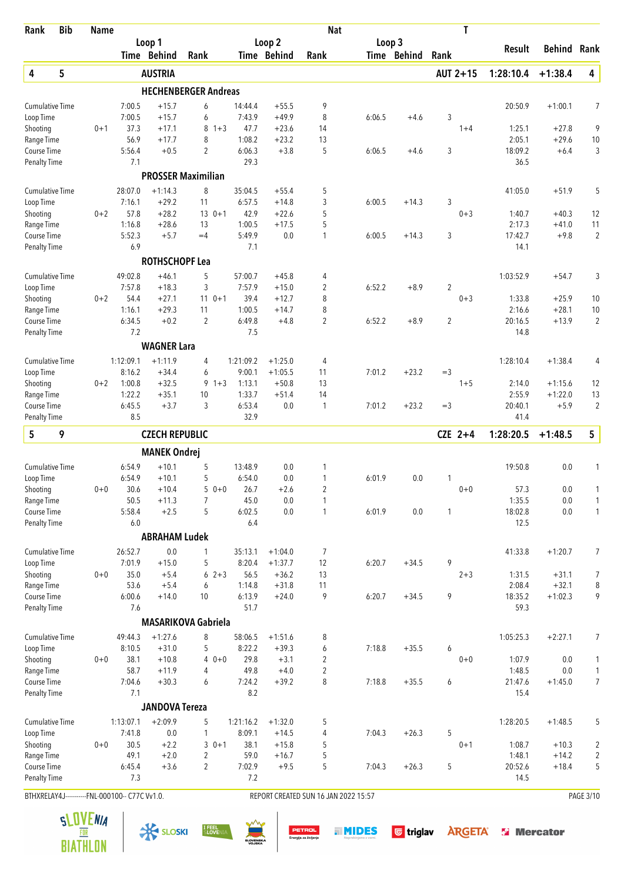| Rank | Bib | Name | | | | | | | Nat | | | | T | | | |
|---|---|---|---|---|---|---|---|---|---|---|---|---|---|---|---|---|
| | | | Loop 1 | | | Loop 2 | | | Loop 3 | | | | | | | |
| | | | Time | Behind | Rank | | Time | Behind | Rank | Time | Behind | Rank | | Result | Behind | Rank |
| **4** | **5** | **AUSTRIA** | | | | | | | | | | | **AUT 2+15** | **1:28:10.4** | **+1:38.4** | **4** |
| | | **HECHENBERGER Andreas** | | | | | | | | | | | | | | |
| Cumulative Time | | | 7:00.5 | +15.7 | 6 | | 14:44.4 | +55.5 | 9 | | | | | 20:50.9 | +1:00.1 | 7 |
| Loop Time | | | 7:00.5 | +15.7 | 6 | | 7:43.9 | +49.9 | 8 | 6:06.5 | +4.6 | 3 | | | | |
| Shooting | | 0+1 | 37.3 | +17.1 | 8 | 1+3 | 47.7 | +23.6 | 14 | | | | 1+4 | 1:25.1 | +27.8 | 9 |
| Range Time | | | 56.9 | +17.7 | 8 | | 1:08.2 | +23.2 | 13 | | | | | 2:05.1 | +29.6 | 10 |
| Course Time | | | 5:56.4 | +0.5 | 2 | | 6:06.3 | +3.8 | 5 | 6:06.5 | +4.6 | 3 | | 18:09.2 | +6.4 | 3 |
| Penalty Time | | | 7.1 | | | | 29.3 | | | | | | | 36.5 | | |
| | | **PROSSER Maximilian** | | | | | | | | | | | | | | |
| Cumulative Time | | | 28:07.0 | +1:14.3 | 8 | | 35:04.5 | +55.4 | 5 | | | | | 41:05.0 | +51.9 | 5 |
| Loop Time | | | 7:16.1 | +29.2 | 11 | | 6:57.5 | +14.8 | 3 | 6:00.5 | +14.3 | 3 | | | | |
| Shooting | | 0+2 | 57.8 | +28.2 | 13 | 0+1 | 42.9 | +22.6 | 5 | | | | 0+3 | 1:40.7 | +40.3 | 12 |
| Range Time | | | 1:16.8 | +28.6 | 13 | | 1:00.5 | +17.5 | 5 | | | | | 2:17.3 | +41.0 | 11 |
| Course Time | | | 5:52.3 | +5.7 | =4 | | 5:49.9 | 0.0 | 1 | 6:00.5 | +14.3 | 3 | | 17:42.7 | +9.8 | 2 |
| Penalty Time | | | 6.9 | | | | 7.1 | | | | | | | 14.1 | | |
| | | **ROTHSCHOPF Lea** | | | | | | | | | | | | | | |
| Cumulative Time | | | 49:02.8 | +46.1 | 5 | | 57:00.7 | +45.8 | 4 | | | | | 1:03:52.9 | +54.7 | 3 |
| Loop Time | | | 7:57.8 | +18.3 | 3 | | 7:57.9 | +15.0 | 2 | 6:52.2 | +8.9 | 2 | | | | |
| Shooting | | 0+2 | 54.4 | +27.1 | 11 | 0+1 | 39.4 | +12.7 | 8 | | | | 0+3 | 1:33.8 | +25.9 | 10 |
| Range Time | | | 1:16.1 | +29.3 | 11 | | 1:00.5 | +14.7 | 8 | | | | | 2:16.6 | +28.1 | 10 |
| Course Time | | | 6:34.5 | +0.2 | 2 | | 6:49.8 | +4.8 | 2 | 6:52.2 | +8.9 | 2 | | 20:16.5 | +13.9 | 2 |
| Penalty Time | | | 7.2 | | | | 7.5 | | | | | | | 14.8 | | |
| | | **WAGNER Lara** | | | | | | | | | | | | | | |
| Cumulative Time | | | 1:12:09.1 | +1:11.9 | 4 | | 1:21:09.2 | +1:25.0 | 4 | | | | | 1:28:10.4 | +1:38.4 | 4 |
| Loop Time | | | 8:16.2 | +34.4 | 6 | | 9:00.1 | +1:05.5 | 11 | 7:01.2 | +23.2 | =3 | | | | |
| Shooting | | 0+2 | 1:00.8 | +32.5 | 9 | 1+3 | 1:13.1 | +50.8 | 13 | | | | 1+5 | 2:14.0 | +1:15.6 | 12 |
| Range Time | | | 1:22.2 | +35.1 | 10 | | 1:33.7 | +51.4 | 14 | | | | | 2:55.9 | +1:22.0 | 13 |
| Course Time | | | 6:45.5 | +3.7 | 3 | | 6:53.4 | 0.0 | 1 | 7:01.2 | +23.2 | =3 | | 20:40.1 | +5.9 | 2 |
| Penalty Time | | | 8.5 | | | | 32.9 | | | | | | | 41.4 | | |
| **5** | **9** | **CZECH REPUBLIC** | | | | | | | | | | | **CZE 2+4** | **1:28:20.5** | **+1:48.5** | **5** |
| | | **MANEK Ondrej** | | | | | | | | | | | | | | |
| Cumulative Time | | | 6:54.9 | +10.1 | 5 | | 13:48.9 | 0.0 | 1 | | | | | 19:50.8 | 0.0 | 1 |
| Loop Time | | | 6:54.9 | +10.1 | 5 | | 6:54.0 | 0.0 | 1 | 6:01.9 | 0.0 | 1 | | | | |
| Shooting | | 0+0 | 30.6 | +10.4 | 5 | 0+0 | 26.7 | +2.6 | 2 | | | | 0+0 | 57.3 | 0.0 | 1 |
| Range Time | | | 50.5 | +11.3 | 7 | | 45.0 | 0.0 | 1 | | | | | 1:35.5 | 0.0 | 1 |
| Course Time | | | 5:58.4 | +2.5 | 5 | | 6:02.5 | 0.0 | 1 | 6:01.9 | 0.0 | 1 | | 18:02.8 | 0.0 | 1 |
| Penalty Time | | | 6.0 | | | | 6.4 | | | | | | | 12.5 | | |
| | | **ABRAHAM Ludek** | | | | | | | | | | | | | | |
| Cumulative Time | | | 26:52.7 | 0.0 | 1 | | 35:13.1 | +1:04.0 | 7 | | | | | 41:33.8 | +1:20.7 | 7 |
| Loop Time | | | 7:01.9 | +15.0 | 5 | | 8:20.4 | +1:37.7 | 12 | 6:20.7 | +34.5 | 9 | | | | |
| Shooting | | 0+0 | 35.0 | +5.4 | 6 | 2+3 | 56.5 | +36.2 | 13 | | | | 2+3 | 1:31.5 | +31.1 | 7 |
| Range Time | | | 53.6 | +5.4 | 6 | | 1:14.8 | +31.8 | 11 | | | | | 2:08.4 | +32.1 | 8 |
| Course Time | | | 6:00.6 | +14.0 | 10 | | 6:13.9 | +24.0 | 9 | 6:20.7 | +34.5 | 9 | | 18:35.2 | +1:02.3 | 9 |
| Penalty Time | | | 7.6 | | | | 51.7 | | | | | | | 59.3 | | |
| | | **MASARIKOVA Gabriela** | | | | | | | | | | | | | | |
| Cumulative Time | | | 49:44.3 | +1:27.6 | 8 | | 58:06.5 | +1:51.6 | 8 | | | | | 1:05:25.3 | +2:27.1 | 7 |
| Loop Time | | | 8:10.5 | +31.0 | 5 | | 8:22.2 | +39.3 | 6 | 7:18.8 | +35.5 | 6 | | | | |
| Shooting | | 0+0 | 38.1 | +10.8 | 4 | 0+0 | 29.8 | +3.1 | 2 | | | | 0+0 | 1:07.9 | 0.0 | 1 |
| Range Time | | | 58.7 | +11.9 | 4 | | 49.8 | +4.0 | 2 | | | | | 1:48.5 | 0.0 | 1 |
| Course Time | | | 7:04.6 | +30.3 | 6 | | 7:24.2 | +39.2 | 8 | 7:18.8 | +35.5 | 6 | | 21:47.6 | +1:45.0 | 7 |
| Penalty Time | | | 7.1 | | | | 8.2 | | | | | | | 15.4 | | |
| | | **JANDOVA Tereza** | | | | | | | | | | | | | | |
| Cumulative Time | | | 1:13:07.1 | +2:09.9 | 5 | | 1:21:16.2 | +1:32.0 | 5 | | | | | 1:28:20.5 | +1:48.5 | 5 |
| Loop Time | | | 7:41.8 | 0.0 | 1 | | 8:09.1 | +14.5 | 4 | 7:04.3 | +26.3 | 5 | | | | |
| Shooting | | 0+0 | 30.5 | +2.2 | 3 | 0+1 | 38.1 | +15.8 | 5 | | | | 0+1 | 1:08.7 | +10.3 | 2 |
| Range Time | | | 49.1 | +2.0 | 2 | | 59.0 | +16.7 | 5 | | | | | 1:48.1 | +14.2 | 2 |
| Course Time | | | 6:45.4 | +3.6 | 2 | | 7:02.9 | +9.5 | 5 | 7:04.3 | +26.3 | 5 | | 20:52.6 | +18.4 | 5 |
| Penalty Time | | | 7.3 | | | | 7.2 | | | | | | | 14.5 | | |

BTHXRELAY4J-----------FNL-000100-- C77C Vv1.0. REPORT CREATED SUN 16 JAN 2022 15:57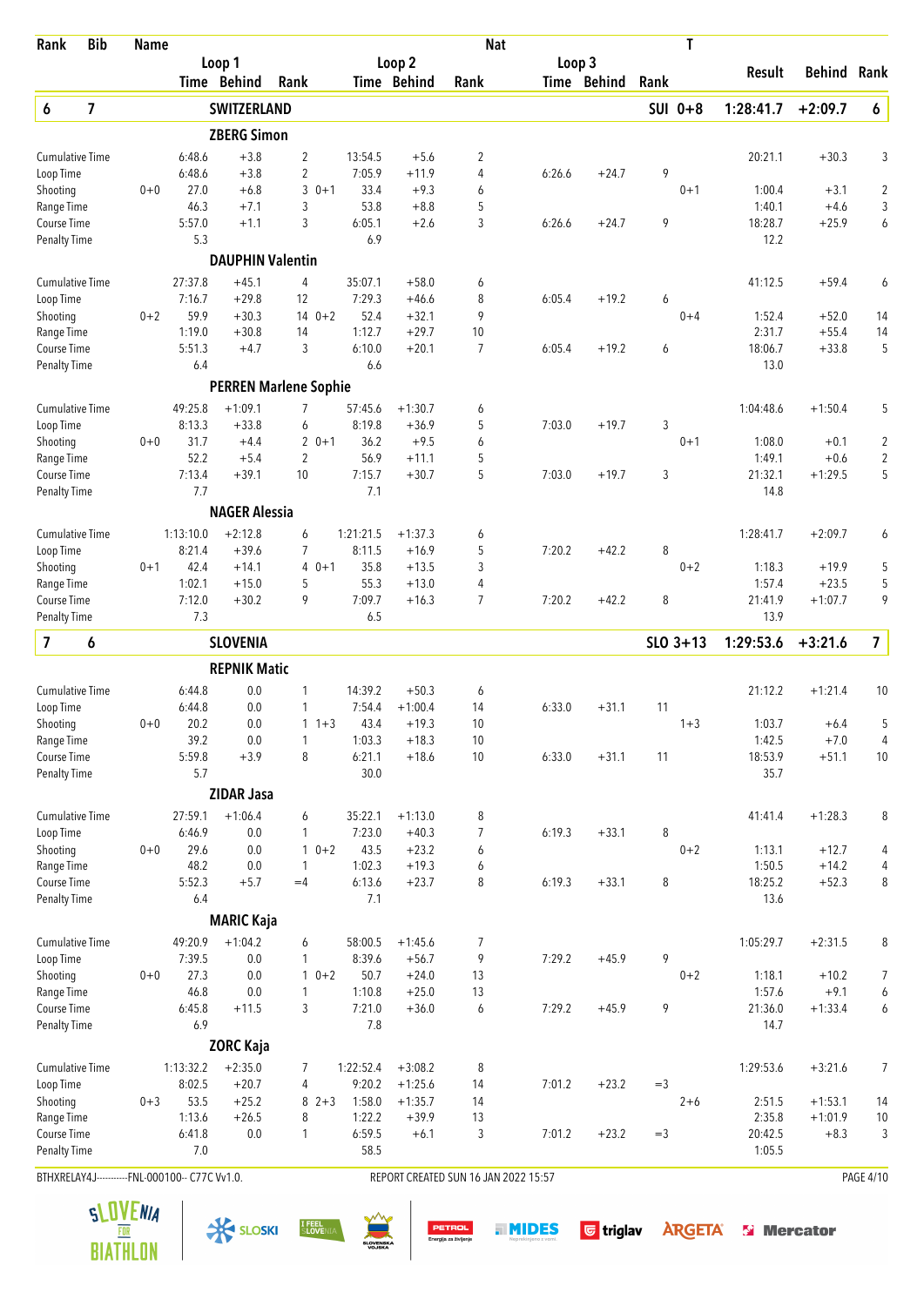| Rank | Bib | Name | | | | | | Nat | | | | T | | |
|---|---|---|---|---|---|---|---|---|---|---|---|---|---|---|
| | | | Loop 1 | | | Loop 2 | | | Loop 3 | | | Result | Behind | Rank |
| | | | Time | Behind | Rank | Time | Behind | Rank | Time | Behind | Rank | | | |
| **6** | **7** | **SWITZERLAND** | | | | | | | | | **SUI 0+8** | **1:28:41.7** | **+2:09.7** | **6** |
| | | **ZBERG Simon** | | | | | | | | | | | | |
| Cumulative Time | | | 6:48.6 | +3.8 | 2 | 13:54.5 | +5.6 | 2 | | | | 20:21.1 | +30.3 | 3 |
| Loop Time | | | 6:48.6 | +3.8 | 2 | 7:05.9 | +11.9 | 4 | 6:26.6 | +24.7 | 9 | | | |
| Shooting | 0+0 | | 27.0 | +6.8 | 3 0+1 | 33.4 | +9.3 | 6 | | | 0+1 | 1:00.4 | +3.1 | 2 |
| Range Time | | | 46.3 | +7.1 | 3 | 53.8 | +8.8 | 5 | | | | 1:40.1 | +4.6 | 3 |
| Course Time | | | 5:57.0 | +1.1 | 3 | 6:05.1 | +2.6 | 3 | 6:26.6 | +24.7 | 9 | 18:28.7 | +25.9 | 6 |
| Penalty Time | | | 5.3 | | | 6.9 | | | | | | 12.2 | | |
| | | **DAUPHIN Valentin** | | | | | | | | | | | | |
| Cumulative Time | | | 27:37.8 | +45.1 | 4 | 35:07.1 | +58.0 | 6 | | | | 41:12.5 | +59.4 | 6 |
| Loop Time | | | 7:16.7 | +29.8 | 12 | 7:29.3 | +46.6 | 8 | 6:05.4 | +19.2 | 6 | | | |
| Shooting | 0+2 | | 59.9 | +30.3 | 14 0+2 | 52.4 | +32.1 | 9 | | | 0+4 | 1:52.4 | +52.0 | 14 |
| Range Time | | | 1:19.0 | +30.8 | 14 | 1:12.7 | +29.7 | 10 | | | | 2:31.7 | +55.4 | 14 |
| Course Time | | | 5:51.3 | +4.7 | 3 | 6:10.0 | +20.1 | 7 | 6:05.4 | +19.2 | 6 | 18:06.7 | +33.8 | 5 |
| Penalty Time | | | 6.4 | | | 6.6 | | | | | | 13.0 | | |
| | | **PERREN Marlene Sophie** | | | | | | | | | | | | |
| Cumulative Time | | | 49:25.8 | +1:09.1 | 7 | 57:45.6 | +1:30.7 | 6 | | | | 1:04:48.6 | +1:50.4 | 5 |
| Loop Time | | | 8:13.3 | +33.8 | 6 | 8:19.8 | +36.9 | 5 | 7:03.0 | +19.7 | 3 | | | |
| Shooting | 0+0 | | 31.7 | +4.4 | 2 0+1 | 36.2 | +9.5 | 6 | | | 0+1 | 1:08.0 | +0.1 | 2 |
| Range Time | | | 52.2 | +5.4 | 2 | 56.9 | +11.1 | 5 | | | | 1:49.1 | +0.6 | 2 |
| Course Time | | | 7:13.4 | +39.1 | 10 | 7:15.7 | +30.7 | 5 | 7:03.0 | +19.7 | 3 | 21:32.1 | +1:29.5 | 5 |
| Penalty Time | | | 7.7 | | | 7.1 | | | | | | 14.8 | | |
| | | **NAGER Alessia** | | | | | | | | | | | | |
| Cumulative Time | | | 1:13:10.0 | +2:12.8 | 6 | 1:21:21.5 | +1:37.3 | 6 | | | | 1:28:41.7 | +2:09.7 | 6 |
| Loop Time | | | 8:21.4 | +39.6 | 7 | 8:11.5 | +16.9 | 5 | 7:20.2 | +42.2 | 8 | | | |
| Shooting | 0+1 | | 42.4 | +14.1 | 4 0+1 | 35.8 | +13.5 | 3 | | | 0+2 | 1:18.3 | +19.9 | 5 |
| Range Time | | | 1:02.1 | +15.0 | 5 | 55.3 | +13.0 | 4 | | | | 1:57.4 | +23.5 | 5 |
| Course Time | | | 7:12.0 | +30.2 | 9 | 7:09.7 | +16.3 | 7 | 7:20.2 | +42.2 | 8 | 21:41.9 | +1:07.7 | 9 |
| Penalty Time | | | 7.3 | | | 6.5 | | | | | | 13.9 | | |
| **7** | **6** | **SLOVENIA** | | | | | | | | | **SLO 3+13** | **1:29:53.6** | **+3:21.6** | **7** |
| | | **REPNIK Matic** | | | | | | | | | | | | |
| Cumulative Time | | | 6:44.8 | 0.0 | 1 | 14:39.2 | +50.3 | 6 | | | | 21:12.2 | +1:21.4 | 10 |
| Loop Time | | | 6:44.8 | 0.0 | 1 | 7:54.4 | +1:00.4 | 14 | 6:33.0 | +31.1 | 11 | | | |
| Shooting | 0+0 | | 20.2 | 0.0 | 1 1+3 | 43.4 | +19.3 | 10 | | | 1+3 | 1:03.7 | +6.4 | 5 |
| Range Time | | | 39.2 | 0.0 | 1 | 1:03.3 | +18.3 | 10 | | | | 1:42.5 | +7.0 | 4 |
| Course Time | | | 5:59.8 | +3.9 | 8 | 6:21.1 | +18.6 | 10 | 6:33.0 | +31.1 | 11 | 18:53.9 | +51.1 | 10 |
| Penalty Time | | | 5.7 | | | 30.0 | | | | | | 35.7 | | |
| | | **ZIDAR Jasa** | | | | | | | | | | | | |
| Cumulative Time | | | 27:59.1 | +1:06.4 | 6 | 35:22.1 | +1:13.0 | 8 | | | | 41:41.4 | +1:28.3 | 8 |
| Loop Time | | | 6:46.9 | 0.0 | 1 | 7:23.0 | +40.3 | 7 | 6:19.3 | +33.1 | 8 | | | |
| Shooting | 0+0 | | 29.6 | 0.0 | 1 0+2 | 43.5 | +23.2 | 6 | | | 0+2 | 1:13.1 | +12.7 | 4 |
| Range Time | | | 48.2 | 0.0 | 1 | 1:02.3 | +19.3 | 6 | | | | 1:50.5 | +14.2 | 4 |
| Course Time | | | 5:52.3 | +5.7 | =4 | 6:13.6 | +23.7 | 8 | 6:19.3 | +33.1 | 8 | 18:25.2 | +52.3 | 8 |
| Penalty Time | | | 6.4 | | | 7.1 | | | | | | 13.6 | | |
| | | **MARIC Kaja** | | | | | | | | | | | | |
| Cumulative Time | | | 49:20.9 | +1:04.2 | 6 | 58:00.5 | +1:45.6 | 7 | | | | 1:05:29.7 | +2:31.5 | 8 |
| Loop Time | | | 7:39.5 | 0.0 | 1 | 8:39.6 | +56.7 | 9 | 7:29.2 | +45.9 | 9 | | | |
| Shooting | 0+0 | | 27.3 | 0.0 | 1 0+2 | 50.7 | +24.0 | 13 | | | 0+2 | 1:18.1 | +10.2 | 7 |
| Range Time | | | 46.8 | 0.0 | 1 | 1:10.8 | +25.0 | 13 | | | | 1:57.6 | +9.1 | 6 |
| Course Time | | | 6:45.8 | +11.5 | 3 | 7:21.0 | +36.0 | 6 | 7:29.2 | +45.9 | 9 | 21:36.0 | +1:33.4 | 6 |
| Penalty Time | | | 6.9 | | | 7.8 | | | | | | 14.7 | | |
| | | **ZORC Kaja** | | | | | | | | | | | | |
| Cumulative Time | | | 1:13:32.2 | +2:35.0 | 7 | 1:22:52.4 | +3:08.2 | 8 | | | | 1:29:53.6 | +3:21.6 | 7 |
| Loop Time | | | 8:02.5 | +20.7 | 4 | 9:20.2 | +1:25.6 | 14 | 7:01.2 | +23.2 | =3 | | | |
| Shooting | 0+3 | | 53.5 | +25.2 | 8 2+3 | 1:58.0 | +1:35.7 | 14 | | | 2+6 | 2:51.5 | +1:53.1 | 14 |
| Range Time | | | 1:13.6 | +26.5 | 8 | 1:22.2 | +39.9 | 13 | | | | 2:35.8 | +1:01.9 | 10 |
| Course Time | | | 6:41.8 | 0.0 | 1 | 6:59.5 | +6.1 | 3 | 7:01.2 | +23.2 | =3 | 20:42.5 | +8.3 | 3 |
| Penalty Time | | | 7.0 | | | 58.5 | | | | | | 1:05.5 | | |

BTHXRELAY4J-----------FNL-000100-- C77C Vv1.0. REPORT CREATED SUN 16 JAN 2022 15:57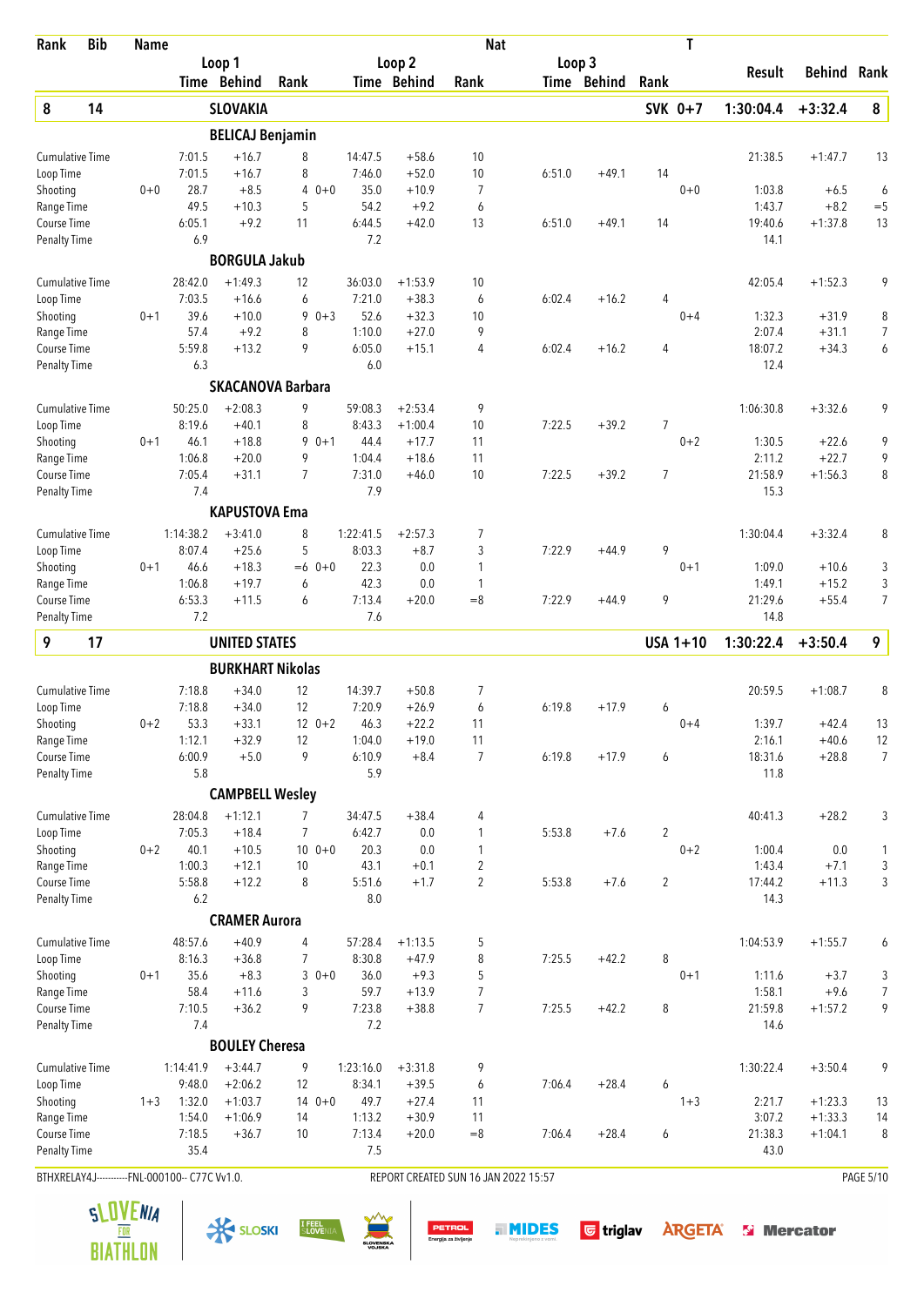| Rank | Bib | Name | | | | | | | Nat | | | | T | | | |
|---|---|---|---|---|---|---|---|---|---|---|---|---|---|---|---|---|
| | | | Loop 1 | | | | Loop 2 | | | Loop 3 | | | | | | |
| | | | Time | Behind | Rank | | Time | Behind | Rank | Time | Behind | Rank | | Result | Behind | Rank |
| **8** | **14** | | **SLOVAKIA** | | | | | | | | | | **SVK 0+7** | **1:30:04.4** | **+3:32.4** | **8** |
| | | | **BELICAJ Benjamin** | | | | | | | | | | | | | |
| Cumulative Time | | | 7:01.5 | +16.7 | 8 | | 14:47.5 | +58.6 | 10 | | | | | 21:38.5 | +1:47.7 | 13 |
| Loop Time | | | 7:01.5 | +16.7 | 8 | | 7:46.0 | +52.0 | 10 | 6:51.0 | +49.1 | 14 | | | | |
| Shooting | | 0+0 | 28.7 | +8.5 | 4 | 0+0 | 35.0 | +10.9 | 7 | | | | 0+0 | 1:03.8 | +6.5 | 6 |
| Range Time | | | 49.5 | +10.3 | 5 | | 54.2 | +9.2 | 6 | | | | | 1:43.7 | +8.2 | =5 |
| Course Time | | | 6:05.1 | +9.2 | 11 | | 6:44.5 | +42.0 | 13 | 6:51.0 | +49.1 | 14 | | 19:40.6 | +1:37.8 | 13 |
| Penalty Time | | | 6.9 | | | | 7.2 | | | | | | | 14.1 | | |
| | | | **BORGULA Jakub** | | | | | | | | | | | | | |
| Cumulative Time | | | 28:42.0 | +1:49.3 | 12 | | 36:03.0 | +1:53.9 | 10 | | | | | 42:05.4 | +1:52.3 | 9 |
| Loop Time | | | 7:03.5 | +16.6 | 6 | | 7:21.0 | +38.3 | 6 | 6:02.4 | +16.2 | 4 | | | | |
| Shooting | | 0+1 | 39.6 | +10.0 | 9 | 0+3 | 52.6 | +32.3 | 10 | | | | 0+4 | 1:32.3 | +31.9 | 8 |
| Range Time | | | 57.4 | +9.2 | 8 | | 1:10.0 | +27.0 | 9 | | | | | 2:07.4 | +31.1 | 7 |
| Course Time | | | 5:59.8 | +13.2 | 9 | | 6:05.0 | +15.1 | 4 | 6:02.4 | +16.2 | 4 | | 18:07.2 | +34.3 | 6 |
| Penalty Time | | | 6.3 | | | | 6.0 | | | | | | | 12.4 | | |
| | | | **SKACANOVA Barbara** | | | | | | | | | | | | | |
| Cumulative Time | | | 50:25.0 | +2:08.3 | 9 | | 59:08.3 | +2:53.4 | 9 | | | | | 1:06:30.8 | +3:32.6 | 9 |
| Loop Time | | | 8:19.6 | +40.1 | 8 | | 8:43.3 | +1:00.4 | 10 | 7:22.5 | +39.2 | 7 | | | | |
| Shooting | | 0+1 | 46.1 | +18.8 | 9 | 0+1 | 44.4 | +17.7 | 11 | | | | 0+2 | 1:30.5 | +22.6 | 9 |
| Range Time | | | 1:06.8 | +20.0 | 9 | | 1:04.4 | +18.6 | 11 | | | | | 2:11.2 | +22.7 | 9 |
| Course Time | | | 7:05.4 | +31.1 | 7 | | 7:31.0 | +46.0 | 10 | 7:22.5 | +39.2 | 7 | | 21:58.9 | +1:56.3 | 8 |
| Penalty Time | | | 7.4 | | | | 7.9 | | | | | | | 15.3 | | |
| | | | **KAPUSTOVA Ema** | | | | | | | | | | | | | |
| Cumulative Time | | | 1:14:38.2 | +3:41.0 | 8 | | 1:22:41.5 | +2:57.3 | 7 | | | | | 1:30:04.4 | +3:32.4 | 8 |
| Loop Time | | | 8:07.4 | +25.6 | 5 | | 8:03.3 | +8.7 | 3 | 7:22.9 | +44.9 | 9 | | | | |
| Shooting | | 0+1 | 46.6 | +18.3 | =6 | 0+0 | 22.3 | 0.0 | 1 | | | | 0+1 | 1:09.0 | +10.6 | 3 |
| Range Time | | | 1:06.8 | +19.7 | 6 | | 42.3 | 0.0 | 1 | | | | | 1:49.1 | +15.2 | 3 |
| Course Time | | | 6:53.3 | +11.5 | 6 | | 7:13.4 | +20.0 | =8 | 7:22.9 | +44.9 | 9 | | 21:29.6 | +55.4 | 7 |
| Penalty Time | | | 7.2 | | | | 7.6 | | | | | | | 14.8 | | |
| **9** | **17** | | **UNITED STATES** | | | | | | | | | | **USA 1+10** | **1:30:22.4** | **+3:50.4** | **9** |
| | | | **BURKHART Nikolas** | | | | | | | | | | | | | |
| Cumulative Time | | | 7:18.8 | +34.0 | 12 | | 14:39.7 | +50.8 | 7 | | | | | 20:59.5 | +1:08.7 | 8 |
| Loop Time | | | 7:18.8 | +34.0 | 12 | | 7:20.9 | +26.9 | 6 | 6:19.8 | +17.9 | 6 | | | | |
| Shooting | | 0+2 | 53.3 | +33.1 | 12 | 0+2 | 46.3 | +22.2 | 11 | | | | 0+4 | 1:39.7 | +42.4 | 13 |
| Range Time | | | 1:12.1 | +32.9 | 12 | | 1:04.0 | +19.0 | 11 | | | | | 2:16.1 | +40.6 | 12 |
| Course Time | | | 6:00.9 | +5.0 | 9 | | 6:10.9 | +8.4 | 7 | 6:19.8 | +17.9 | 6 | | 18:31.6 | +28.8 | 7 |
| Penalty Time | | | 5.8 | | | | 5.9 | | | | | | | 11.8 | | |
| | | | **CAMPBELL Wesley** | | | | | | | | | | | | | |
| Cumulative Time | | | 28:04.8 | +1:12.1 | 7 | | 34:47.5 | +38.4 | 4 | | | | | 40:41.3 | +28.2 | 3 |
| Loop Time | | | 7:05.3 | +18.4 | 7 | | 6:42.7 | 0.0 | 1 | 5:53.8 | +7.6 | 2 | | | | |
| Shooting | | 0+2 | 40.1 | +10.5 | 10 | 0+0 | 20.3 | 0.0 | 1 | | | | 0+2 | 1:00.4 | 0.0 | 1 |
| Range Time | | | 1:00.3 | +12.1 | 10 | | 43.1 | +0.1 | 2 | | | | | 1:43.4 | +7.1 | 3 |
| Course Time | | | 5:58.8 | +12.2 | 8 | | 5:51.6 | +1.7 | 2 | 5:53.8 | +7.6 | 2 | | 17:44.2 | +11.3 | 3 |
| Penalty Time | | | 6.2 | | | | 8.0 | | | | | | | 14.3 | | |
| | | | **CRAMER Aurora** | | | | | | | | | | | | | |
| Cumulative Time | | | 48:57.6 | +40.9 | 4 | | 57:28.4 | +1:13.5 | 5 | | | | | 1:04:53.9 | +1:55.7 | 6 |
| Loop Time | | | 8:16.3 | +36.8 | 7 | | 8:30.8 | +47.9 | 8 | 7:25.5 | +42.2 | 8 | | | | |
| Shooting | | 0+1 | 35.6 | +8.3 | 3 | 0+0 | 36.0 | +9.3 | 5 | | | | 0+1 | 1:11.6 | +3.7 | 3 |
| Range Time | | | 58.4 | +11.6 | 3 | | 59.7 | +13.9 | 7 | | | | | 1:58.1 | +9.6 | 7 |
| Course Time | | | 7:10.5 | +36.2 | 9 | | 7:23.8 | +38.8 | 7 | 7:25.5 | +42.2 | 8 | | 21:59.8 | +1:57.2 | 9 |
| Penalty Time | | | 7.4 | | | | 7.2 | | | | | | | 14.6 | | |
| | | | **BOULEY Cheresa** | | | | | | | | | | | | | |
| Cumulative Time | | | 1:14:41.9 | +3:44.7 | 9 | | 1:23:16.0 | +3:31.8 | 9 | | | | | 1:30:22.4 | +3:50.4 | 9 |
| Loop Time | | | 9:48.0 | +2:06.2 | 12 | | 8:34.1 | +39.5 | 6 | 7:06.4 | +28.4 | 6 | | | | |
| Shooting | | 1+3 | 1:32.0 | +1:03.7 | 14 | 0+0 | 49.7 | +27.4 | 11 | | | | 1+3 | 2:21.7 | +1:23.3 | 13 |
| Range Time | | | 1:54.0 | +1:06.9 | 14 | | 1:13.2 | +30.9 | 11 | | | | | 3:07.2 | +1:33.3 | 14 |
| Course Time | | | 7:18.5 | +36.7 | 10 | | 7:13.4 | +20.0 | =8 | 7:06.4 | +28.4 | 6 | | 21:38.3 | +1:04.1 | 8 |
| Penalty Time | | | 35.4 | | | | 7.5 | | | | | | | 43.0 | | |

BTHXRELAY4J-----------FNL-000100-- C77C Vv1.0. REPORT CREATED SUN 16 JAN 2022 15:57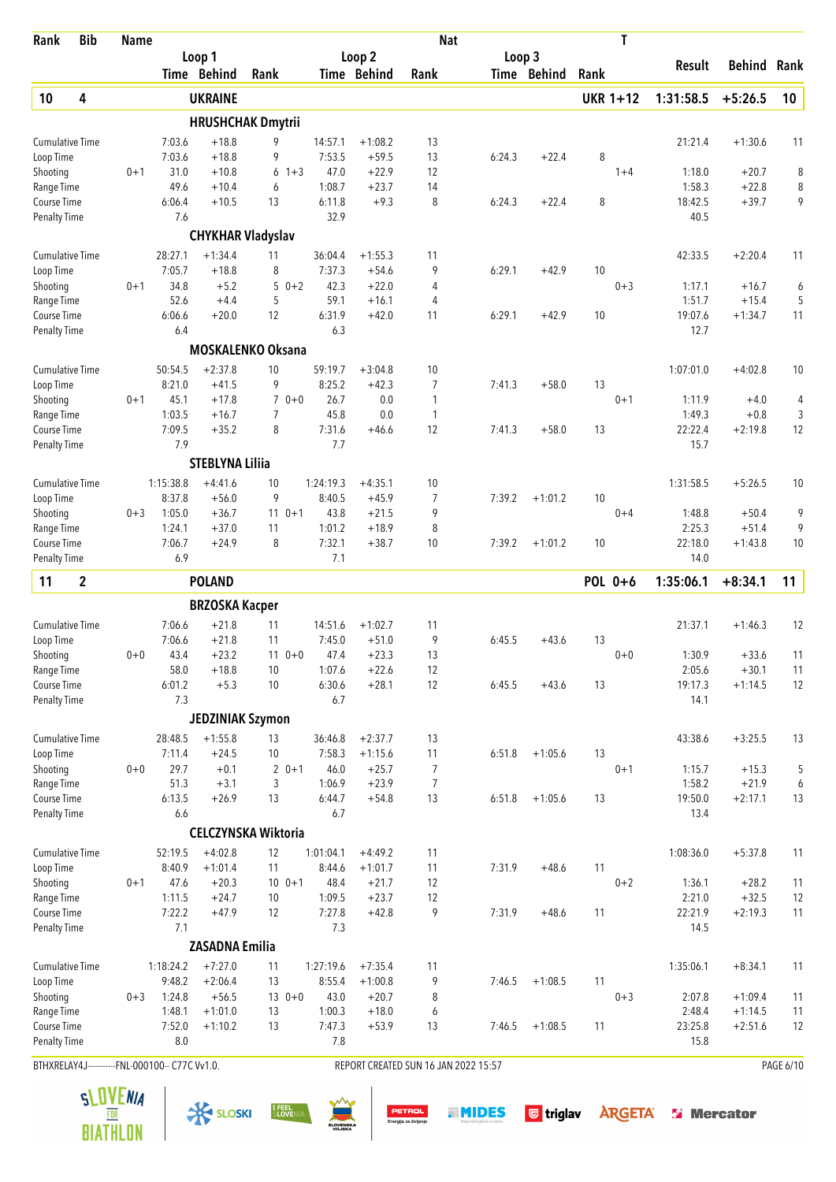| Rank | Bib | Name | | | | | | Nat | | | | T | | | |
|---|---|---|---|---|---|---|---|---|---|---|---|---|---|---|---|
| | | | Loop 1 | | | Loop 2 | | | Loop 3 | | | | | | |
| | | | Time | Behind | Rank | Time | Behind | Rank | Time | Behind | Rank | | Result | Behind | Rank |
| **10** | **4** | | **UKRAINE** | | | | | | | | | **UKR 1+12** | **1:31:58.5** | **+5:26.5** | **10** |
| | | | **HRUSHCHAK Dmytrii** | | | | | | | | | | | | |
| Cumulative Time | | | 7:03.6 | +18.8 | 9 | 14:57.1 | +1:08.2 | 13 | | | | | 21:21.4 | +1:30.6 | 11 |
| Loop Time | | | 7:03.6 | +18.8 | 9 | 7:53.5 | +59.5 | 13 | 6:24.3 | +22.4 | 8 | | | | |
| Shooting | | 0+1 | 31.0 | +10.8 | 6 | 1+3 47.0 | +22.9 | 12 | | | | 1+4 | 1:18.0 | +20.7 | 8 |
| Range Time | | | 49.6 | +10.4 | 6 | 1:08.7 | +23.7 | 14 | | | | | 1:58.3 | +22.8 | 8 |
| Course Time | | | 6:06.4 | +10.5 | 13 | 6:11.8 | +9.3 | 8 | 6:24.3 | +22.4 | 8 | | 18:42.5 | +39.7 | 9 |
| Penalty Time | | | 7.6 | | | 32.9 | | | | | | | 40.5 | | |
| | | | **CHYKHAR Vladyslav** | | | | | | | | | | | | |
| Cumulative Time | | | 28:27.1 | +1:34.4 | 11 | 36:04.4 | +1:55.3 | 11 | | | | | 42:33.5 | +2:20.4 | 11 |
| Loop Time | | | 7:05.7 | +18.8 | 8 | 7:37.3 | +54.6 | 9 | 6:29.1 | +42.9 | 10 | | | | |
| Shooting | | 0+1 | 34.8 | +5.2 | 5 | 0+2 42.3 | +22.0 | 4 | | | | 0+3 | 1:17.1 | +16.7 | 6 |
| Range Time | | | 52.6 | +4.4 | 5 | 59.1 | +16.1 | 4 | | | | | 1:51.7 | +15.4 | 5 |
| Course Time | | | 6:06.6 | +20.0 | 12 | 6:31.9 | +42.0 | 11 | 6:29.1 | +42.9 | 10 | | 19:07.6 | +1:34.7 | 11 |
| Penalty Time | | | 6.4 | | | 6.3 | | | | | | | 12.7 | | |
| | | | **MOSKALENKO Oksana** | | | | | | | | | | | | |
| Cumulative Time | | | 50:54.5 | +2:37.8 | 10 | 59:19.7 | +3:04.8 | 10 | | | | | 1:07:01.0 | +4:02.8 | 10 |
| Loop Time | | | 8:21.0 | +41.5 | 9 | 8:25.2 | +42.3 | 7 | 7:41.3 | +58.0 | 13 | | | | |
| Shooting | | 0+1 | 45.1 | +17.8 | 7 | 0+0 26.7 | 0.0 | 1 | | | | 0+1 | 1:11.9 | +4.0 | 4 |
| Range Time | | | 1:03.5 | +16.7 | 7 | 45.8 | 0.0 | 1 | | | | | 1:49.3 | +0.8 | 3 |
| Course Time | | | 7:09.5 | +35.2 | 8 | 7:31.6 | +46.6 | 12 | 7:41.3 | +58.0 | 13 | | 22:22.4 | +2:19.8 | 12 |
| Penalty Time | | | 7.9 | | | 7.7 | | | | | | | 15.7 | | |
| | | | **STEBLYNA Liliia** | | | | | | | | | | | | |
| Cumulative Time | | | 1:15:38.8 | +4:41.6 | 10 | 1:24:19.3 | +4:35.1 | 10 | | | | | 1:31:58.5 | +5:26.5 | 10 |
| Loop Time | | | 8:37.8 | +56.0 | 9 | 8:40.5 | +45.9 | 7 | 7:39.2 | +1:01.2 | 10 | | | | |
| Shooting | | 0+3 | 1:05.0 | +36.7 | 11 | 0+1 43.8 | +21.5 | 9 | | | | 0+4 | 1:48.8 | +50.4 | 9 |
| Range Time | | | 1:24.1 | +37.0 | 11 | 1:01.2 | +18.9 | 8 | | | | | 2:25.3 | +51.4 | 9 |
| Course Time | | | 7:06.7 | +24.9 | 8 | 7:32.1 | +38.7 | 10 | 7:39.2 | +1:01.2 | 10 | | 22:18.0 | +1:43.8 | 10 |
| Penalty Time | | | 6.9 | | | 7.1 | | | | | | | 14.0 | | |
| **11** | **2** | | **POLAND** | | | | | | | | | **POL 0+6** | **1:35:06.1** | **+8:34.1** | **11** |
| | | | **BRZOSKA Kacper** | | | | | | | | | | | | |
| Cumulative Time | | | 7:06.6 | +21.8 | 11 | 14:51.6 | +1:02.7 | 11 | | | | | 21:37.1 | +1:46.3 | 12 |
| Loop Time | | | 7:06.6 | +21.8 | 11 | 7:45.0 | +51.0 | 9 | 6:45.5 | +43.6 | 13 | | | | |
| Shooting | | 0+0 | 43.4 | +23.2 | 11 | 0+0 47.4 | +23.3 | 13 | | | | 0+0 | 1:30.9 | +33.6 | 11 |
| Range Time | | | 58.0 | +18.8 | 10 | 1:07.6 | +22.6 | 12 | | | | | 2:05.6 | +30.1 | 11 |
| Course Time | | | 6:01.2 | +5.3 | 10 | 6:30.6 | +28.1 | 12 | 6:45.5 | +43.6 | 13 | | 19:17.3 | +1:14.5 | 12 |
| Penalty Time | | | 7.3 | | | 6.7 | | | | | | | 14.1 | | |
| | | | **JEDZINIAK Szymon** | | | | | | | | | | | | |
| Cumulative Time | | | 28:48.5 | +1:55.8 | 13 | 36:46.8 | +2:37.7 | 13 | | | | | 43:38.6 | +3:25.5 | 13 |
| Loop Time | | | 7:11.4 | +24.5 | 10 | 7:58.3 | +1:15.6 | 11 | 6:51.8 | +1:05.6 | 13 | | | | |
| Shooting | | 0+0 | 29.7 | +0.1 | 2 | 0+1 46.0 | +25.7 | 7 | | | | 0+1 | 1:15.7 | +15.3 | 5 |
| Range Time | | | 51.3 | +3.1 | 3 | 1:06.9 | +23.9 | 7 | | | | | 1:58.2 | +21.9 | 6 |
| Course Time | | | 6:13.5 | +26.9 | 13 | 6:44.7 | +54.8 | 13 | 6:51.8 | +1:05.6 | 13 | | 19:50.0 | +2:17.1 | 13 |
| Penalty Time | | | 6.6 | | | 6.7 | | | | | | | 13.4 | | |
| | | | **CELCZYNSKA Wiktoria** | | | | | | | | | | | | |
| Cumulative Time | | | 52:19.5 | +4:02.8 | 12 | 1:01:04.1 | +4:49.2 | 11 | | | | | 1:08:36.0 | +5:37.8 | 11 |
| Loop Time | | | 8:40.9 | +1:01.4 | 11 | 8:44.6 | +1:01.7 | 11 | 7:31.9 | +48.6 | 11 | | | | |
| Shooting | | 0+1 | 47.6 | +20.3 | 10 | 0+1 48.4 | +21.7 | 12 | | | | 0+2 | 1:36.1 | +28.2 | 11 |
| Range Time | | | 1:11.5 | +24.7 | 10 | 1:09.5 | +23.7 | 12 | | | | | 2:21.0 | +32.5 | 12 |
| Course Time | | | 7:22.2 | +47.9 | 12 | 7:27.8 | +42.8 | 9 | 7:31.9 | +48.6 | 11 | | 22:21.9 | +2:19.3 | 11 |
| Penalty Time | | | 7.1 | | | 7.3 | | | | | | | 14.5 | | |
| | | | **ZASADNA Emilia** | | | | | | | | | | | | |
| Cumulative Time | | | 1:18:24.2 | +7:27.0 | 11 | 1:27:19.6 | +7:35.4 | 11 | | | | | 1:35:06.1 | +8:34.1 | 11 |
| Loop Time | | | 9:48.2 | +2:06.4 | 13 | 8:55.4 | +1:00.8 | 9 | 7:46.5 | +1:08.5 | 11 | | | | |
| Shooting | | 0+3 | 1:24.8 | +56.5 | 13 | 0+0 43.0 | +20.7 | 8 | | | | 0+3 | 2:07.8 | +1:09.4 | 11 |
| Range Time | | | 1:48.1 | +1:01.0 | 13 | 1:00.3 | +18.0 | 6 | | | | | 2:48.4 | +1:14.5 | 11 |
| Course Time | | | 7:52.0 | +1:10.2 | 13 | 7:47.3 | +53.9 | 13 | 7:46.5 | +1:08.5 | 11 | | 23:25.8 | +2:51.6 | 12 |
| Penalty Time | | | 8.0 | | | 7.8 | | | | | | | 15.8 | | |

BTHXRELAY4J-----------FNL-000100-- C77C Vv1.0. REPORT CREATED SUN 16 JAN 2022 15:57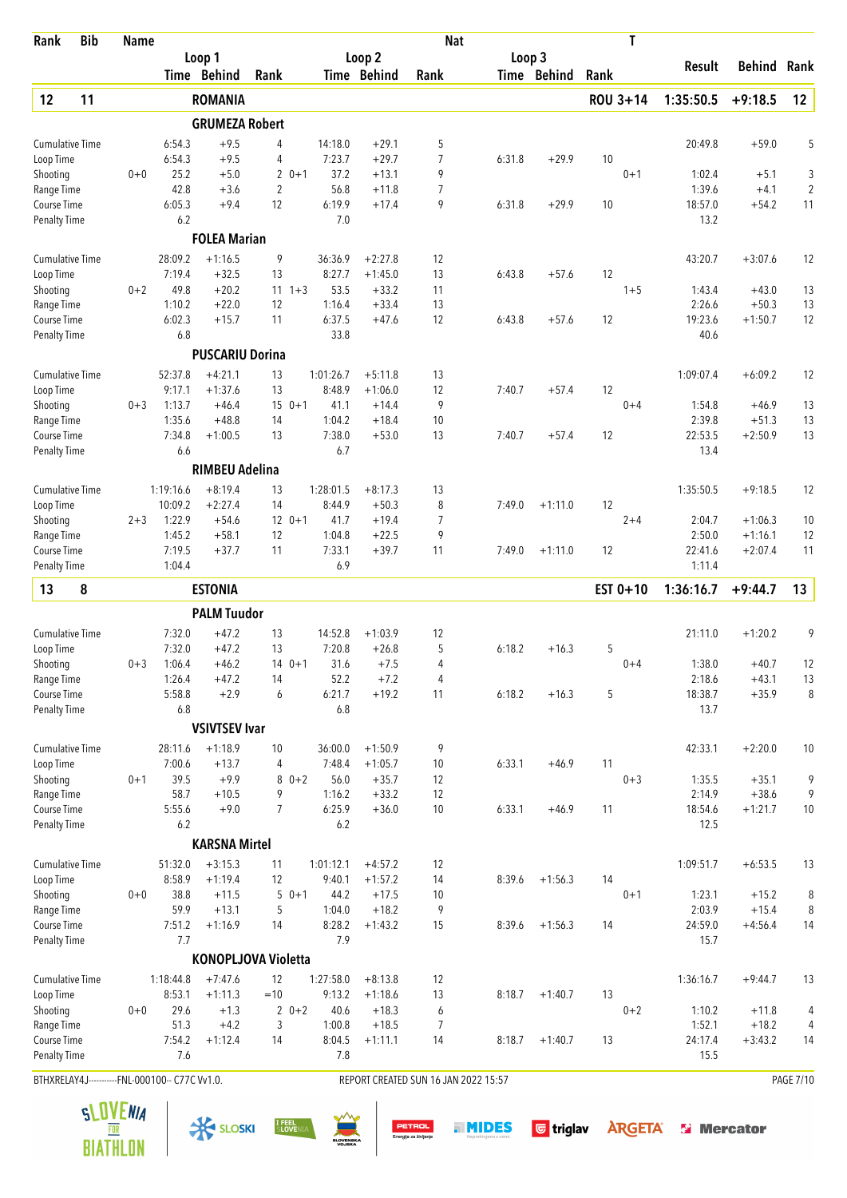| Rank | Bib | Name | Loop 1 Time | Loop 1 Behind | Loop 1 Rank | Loop 2 Time | Loop 2 Behind | Loop 2 Rank | Loop 3 Time | Loop 3 Behind | Loop 3 Rank | Nat / T | Result | Behind | Rank |
|---|---|---|---|---|---|---|---|---|---|---|---|---|---|---|---|
| **12** | **11** | **ROMANIA** | | | | | | | | | | **ROU 3+14** | **1:35:50.5** | **+9:18.5** | **12** |
| | | **GRUMEZA Robert** | | | | | | | | | | | | | |
| | | Cumulative Time | 6:54.3 | +9.5 | 4 | 14:18.0 | +29.1 | 5 | | | | | 20:49.8 | +59.0 | 5 |
| | | Loop Time | 6:54.3 | +9.5 | 4 | 7:23.7 | +29.7 | 7 | 6:31.8 | +29.9 | 10 | | | | |
| | | Shooting | 0+0 25.2 | +5.0 | 2 | 0+1 37.2 | +13.1 | 9 | | | | 0+1 | 1:02.4 | +5.1 | 3 |
| | | Range Time | 42.8 | +3.6 | 2 | 56.8 | +11.8 | 7 | | | | | 1:39.6 | +4.1 | 2 |
| | | Course Time | 6:05.3 | +9.4 | 12 | 6:19.9 | +17.4 | 9 | 6:31.8 | +29.9 | 10 | | 18:57.0 | +54.2 | 11 |
| | | Penalty Time | 6.2 | | | 7.0 | | | | | | | 13.2 | | |
| | | **FOLEA Marian** | | | | | | | | | | | | | |
| | | Cumulative Time | 28:09.2 | +1:16.5 | 9 | 36:36.9 | +2:27.8 | 12 | | | | | 43:20.7 | +3:07.6 | 12 |
| | | Loop Time | 7:19.4 | +32.5 | 13 | 8:27.7 | +1:45.0 | 13 | 6:43.8 | +57.6 | 12 | | | | |
| | | Shooting | 0+2 49.8 | +20.2 | 11 | 1+3 53.5 | +33.2 | 11 | | | | 1+5 | 1:43.4 | +43.0 | 13 |
| | | Range Time | 1:10.2 | +22.0 | 12 | 1:16.4 | +33.4 | 13 | | | | | 2:26.6 | +50.3 | 13 |
| | | Course Time | 6:02.3 | +15.7 | 11 | 6:37.5 | +47.6 | 12 | 6:43.8 | +57.6 | 12 | | 19:23.6 | +1:50.7 | 12 |
| | | Penalty Time | 6.8 | | | 33.8 | | | | | | | 40.6 | | |
| | | **PUSCARIU Dorina** | | | | | | | | | | | | | |
| | | Cumulative Time | 52:37.8 | +4:21.1 | 13 | 1:01:26.7 | +5:11.8 | 13 | | | | | 1:09:07.4 | +6:09.2 | 12 |
| | | Loop Time | 9:17.1 | +1:37.6 | 13 | 8:48.9 | +1:06.0 | 12 | 7:40.7 | +57.4 | 12 | | | | |
| | | Shooting | 0+3 1:13.7 | +46.4 | 15 | 0+1 41.1 | +14.4 | 9 | | | | 0+4 | 1:54.8 | +46.9 | 13 |
| | | Range Time | 1:35.6 | +48.8 | 14 | 1:04.2 | +18.4 | 10 | | | | | 2:39.8 | +51.3 | 13 |
| | | Course Time | 7:34.8 | +1:00.5 | 13 | 7:38.0 | +53.0 | 13 | 7:40.7 | +57.4 | 12 | | 22:53.5 | +2:50.9 | 13 |
| | | Penalty Time | 6.6 | | | 6.7 | | | | | | | 13.4 | | |
| | | **RIMBEU Adelina** | | | | | | | | | | | | | |
| | | Cumulative Time | 1:19:16.6 | +8:19.4 | 13 | 1:28:01.5 | +8:17.3 | 13 | | | | | 1:35:50.5 | +9:18.5 | 12 |
| | | Loop Time | 10:09.2 | +2:27.4 | 14 | 8:44.9 | +50.3 | 8 | 7:49.0 | +1:11.0 | 12 | | | | |
| | | Shooting | 2+3 1:22.9 | +54.6 | 12 | 0+1 41.7 | +19.4 | 7 | | | | 2+4 | 2:04.7 | +1:06.3 | 10 |
| | | Range Time | 1:45.2 | +58.1 | 12 | 1:04.8 | +22.5 | 9 | | | | | 2:50.0 | +1:16.1 | 12 |
| | | Course Time | 7:19.5 | +37.7 | 11 | 7:33.1 | +39.7 | 11 | 7:49.0 | +1:11.0 | 12 | | 22:41.6 | +2:07.4 | 11 |
| | | Penalty Time | 1:04.4 | | | 6.9 | | | | | | | 1:11.4 | | |
| **13** | **8** | **ESTONIA** | | | | | | | | | | **EST 0+10** | **1:36:16.7** | **+9:44.7** | **13** |
| | | **PALM Tuudor** | | | | | | | | | | | | | |
| | | Cumulative Time | 7:32.0 | +47.2 | 13 | 14:52.8 | +1:03.9 | 12 | | | | | 21:11.0 | +1:20.2 | 9 |
| | | Loop Time | 7:32.0 | +47.2 | 13 | 7:20.8 | +26.8 | 5 | 6:18.2 | +16.3 | 5 | | | | |
| | | Shooting | 0+3 1:06.4 | +46.2 | 14 | 0+1 31.6 | +7.5 | 4 | | | | 0+4 | 1:38.0 | +40.7 | 12 |
| | | Range Time | 1:26.4 | +47.2 | 14 | 52.2 | +7.2 | 4 | | | | | 2:18.6 | +43.1 | 13 |
| | | Course Time | 5:58.8 | +2.9 | 6 | 6:21.7 | +19.2 | 11 | 6:18.2 | +16.3 | 5 | | 18:38.7 | +35.9 | 8 |
| | | Penalty Time | 6.8 | | | 6.8 | | | | | | | 13.7 | | |
| | | **VSIVTSEV Ivar** | | | | | | | | | | | | | |
| | | Cumulative Time | 28:11.6 | +1:18.9 | 10 | 36:00.0 | +1:50.9 | 9 | | | | | 42:33.1 | +2:20.0 | 10 |
| | | Loop Time | 7:00.6 | +13.7 | 4 | 7:48.4 | +1:05.7 | 10 | 6:33.1 | +46.9 | 11 | | | | |
| | | Shooting | 0+1 39.5 | +9.9 | 8 | 0+2 56.0 | +35.7 | 12 | | | | 0+3 | 1:35.5 | +35.1 | 9 |
| | | Range Time | 58.7 | +10.5 | 9 | 1:16.2 | +33.2 | 12 | | | | | 2:14.9 | +38.6 | 9 |
| | | Course Time | 5:55.6 | +9.0 | 7 | 6:25.9 | +36.0 | 10 | 6:33.1 | +46.9 | 11 | | 18:54.6 | +1:21.7 | 10 |
| | | Penalty Time | 6.2 | | | 6.2 | | | | | | | 12.5 | | |
| | | **KARSNA Mirtel** | | | | | | | | | | | | | |
| | | Cumulative Time | 51:32.0 | +3:15.3 | 11 | 1:01:12.1 | +4:57.2 | 12 | | | | | 1:09:51.7 | +6:53.5 | 13 |
| | | Loop Time | 8:58.9 | +1:19.4 | 12 | 9:40.1 | +1:57.2 | 14 | 8:39.6 | +1:56.3 | 14 | | | | |
| | | Shooting | 0+0 38.8 | +11.5 | 5 | 0+1 44.2 | +17.5 | 10 | | | | 0+1 | 1:23.1 | +15.2 | 8 |
| | | Range Time | 59.9 | +13.1 | 5 | 1:04.0 | +18.2 | 9 | | | | | 2:03.9 | +15.4 | 8 |
| | | Course Time | 7:51.2 | +1:16.9 | 14 | 8:28.2 | +1:43.2 | 15 | 8:39.6 | +1:56.3 | 14 | | 24:59.0 | +4:56.4 | 14 |
| | | Penalty Time | 7.7 | | | 7.9 | | | | | | | 15.7 | | |
| | | **KONOPLJOVA Violetta** | | | | | | | | | | | | | |
| | | Cumulative Time | 1:18:44.8 | +7:47.6 | 12 | 1:27:58.0 | +8:13.8 | 12 | | | | | 1:36:16.7 | +9:44.7 | 13 |
| | | Loop Time | 8:53.1 | +1:11.3 | =10 | 9:13.2 | +1:18.6 | 13 | 8:18.7 | +1:40.7 | 13 | | | | |
| | | Shooting | 0+0 29.6 | +1.3 | 2 | 0+2 40.6 | +18.3 | 6 | | | | 0+2 | 1:10.2 | +11.8 | 4 |
| | | Range Time | 51.3 | +4.2 | 3 | 1:00.8 | +18.5 | 7 | | | | | 1:52.1 | +18.2 | 4 |
| | | Course Time | 7:54.2 | +1:12.4 | 14 | 8:04.5 | +1:11.1 | 14 | 8:18.7 | +1:40.7 | 13 | | 24:17.4 | +3:43.2 | 14 |
| | | Penalty Time | 7.6 | | | 7.8 | | | | | | | 15.5 | | |

BTHXRELAY4J-----------FNL-000100-- C77C Vv1.0. REPORT CREATED SUN 16 JAN 2022 15:57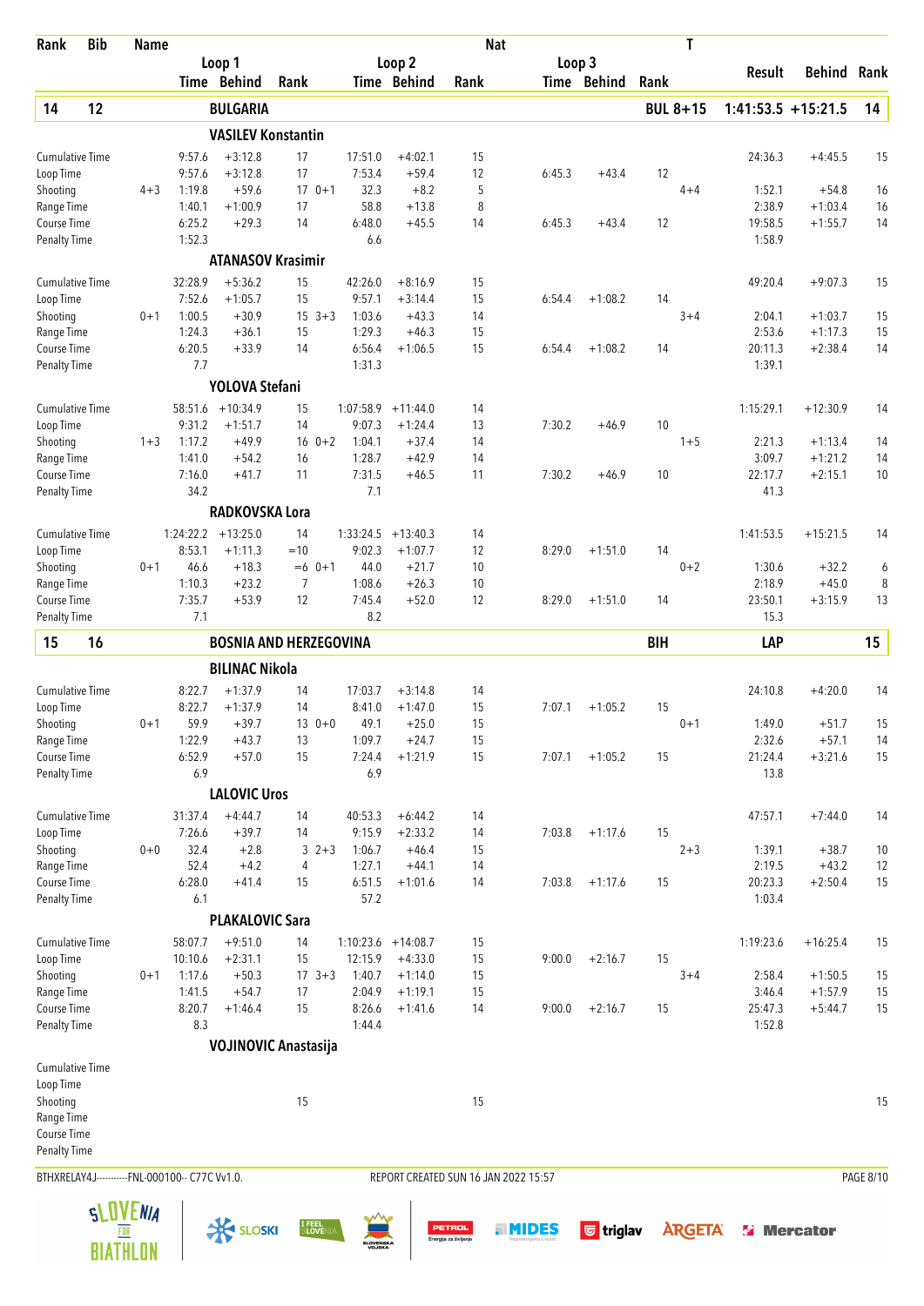| Rank | Bib | Name | | Loop 1 Time | Loop 1 Behind | Loop 1 Rank | | Loop 2 Time | Loop 2 Behind | Loop 2 Rank | Loop 3 Time | Loop 3 Behind | Loop 3 Rank | T | Result | Behind | Rank |
|---|---|---|---|---|---|---|---|---|---|---|---|---|---|---|---|---|---|
| **14** | **12** | **BULGARIA** | | | | | | | | | | | | **BUL 8+15** | **1:41:53.5** | **+15:21.5** | **14** |
| | | **VASILEV Konstantin** | | | | | | | | | | | | | | | |
| | | Cumulative Time | | 9:57.6 | +3:12.8 | 17 | | 17:51.0 | +4:02.1 | 15 | | | | | 24:36.3 | +4:45.5 | 15 |
| | | Loop Time | | 9:57.6 | +3:12.8 | 17 | | 7:53.4 | +59.4 | 12 | 6:45.3 | +43.4 | 12 | | | | |
| | | Shooting | 4+3 | 1:19.8 | +59.6 | 17 | 0+1 | 32.3 | +8.2 | 5 | | | | 4+4 | 1:52.1 | +54.8 | 16 |
| | | Range Time | | 1:40.1 | +1:00.9 | 17 | | 58.8 | +13.8 | 8 | | | | | 2:38.9 | +1:03.4 | 16 |
| | | Course Time | | 6:25.2 | +29.3 | 14 | | 6:48.0 | +45.5 | 14 | 6:45.3 | +43.4 | 12 | | 19:58.5 | +1:55.7 | 14 |
| | | Penalty Time | | 1:52.3 | | | | 6.6 | | | | | | | 1:58.9 | | |
| | | **ATANASOV Krasimir** | | | | | | | | | | | | | | | |
| | | Cumulative Time | | 32:28.9 | +5:36.2 | 15 | | 42:26.0 | +8:16.9 | 15 | | | | | 49:20.4 | +9:07.3 | 15 |
| | | Loop Time | | 7:52.6 | +1:05.7 | 15 | | 9:57.1 | +3:14.4 | 15 | 6:54.4 | +1:08.2 | 14 | | | | |
| | | Shooting | 0+1 | 1:00.5 | +30.9 | 15 | 3+3 | 1:03.6 | +43.3 | 14 | | | | 3+4 | 2:04.1 | +1:03.7 | 15 |
| | | Range Time | | 1:24.3 | +36.1 | 15 | | 1:29.3 | +46.3 | 15 | | | | | 2:53.6 | +1:17.3 | 15 |
| | | Course Time | | 6:20.5 | +33.9 | 14 | | 6:56.4 | +1:06.5 | 15 | 6:54.4 | +1:08.2 | 14 | | 20:11.3 | +2:38.4 | 14 |
| | | Penalty Time | | 7.7 | | | | 1:31.3 | | | | | | | 1:39.1 | | |
| | | **YOLOVA Stefani** | | | | | | | | | | | | | | | |
| | | Cumulative Time | | 58:51.6 | +10:34.9 | 15 | | 1:07:58.9 | +11:44.0 | 14 | | | | | 1:15:29.1 | +12:30.9 | 14 |
| | | Loop Time | | 9:31.2 | +1:51.7 | 14 | | 9:07.3 | +1:24.4 | 13 | 7:30.2 | +46.9 | 10 | | | | |
| | | Shooting | 1+3 | 1:17.2 | +49.9 | 16 | 0+2 | 1:04.1 | +37.4 | 14 | | | | 1+5 | 2:21.3 | +1:13.4 | 14 |
| | | Range Time | | 1:41.0 | +54.2 | 16 | | 1:28.7 | +42.9 | 14 | | | | | 3:09.7 | +1:21.2 | 14 |
| | | Course Time | | 7:16.0 | +41.7 | 11 | | 7:31.5 | +46.5 | 11 | 7:30.2 | +46.9 | 10 | | 22:17.7 | +2:15.1 | 10 |
| | | Penalty Time | | 34.2 | | | | 7.1 | | | | | | | 41.3 | | |
| | | **RADKOVSKA Lora** | | | | | | | | | | | | | | | |
| | | Cumulative Time | | 1:24:22.2 | +13:25.0 | 14 | | 1:33:24.5 | +13:40.3 | 14 | | | | | 1:41:53.5 | +15:21.5 | 14 |
| | | Loop Time | | 8:53.1 | +1:11.3 | =10 | | 9:02.3 | +1:07.7 | 12 | 8:29.0 | +1:51.0 | 14 | | | | |
| | | Shooting | 0+1 | 46.6 | +18.3 | =6 | 0+1 | 44.0 | +21.7 | 10 | | | | 0+2 | 1:30.6 | +32.2 | 6 |
| | | Range Time | | 1:10.3 | +23.2 | 7 | | 1:08.6 | +26.3 | 10 | | | | | 2:18.9 | +45.0 | 8 |
| | | Course Time | | 7:35.7 | +53.9 | 12 | | 7:45.4 | +52.0 | 12 | 8:29.0 | +1:51.0 | 14 | | 23:50.1 | +3:15.9 | 13 |
| | | Penalty Time | | 7.1 | | | | 8.2 | | | | | | | 15.3 | | |
| **15** | **16** | **BOSNIA AND HERZEGOVINA** | | | | | | | | | | | | **BIH** | **LAP** | | **15** |
| | | **BILINAC Nikola** | | | | | | | | | | | | | | | |
| | | Cumulative Time | | 8:22.7 | +1:37.9 | 14 | | 17:03.7 | +3:14.8 | 14 | | | | | 24:10.8 | +4:20.0 | 14 |
| | | Loop Time | | 8:22.7 | +1:37.9 | 14 | | 8:41.0 | +1:47.0 | 15 | 7:07.1 | +1:05.2 | 15 | | | | |
| | | Shooting | 0+1 | 59.9 | +39.7 | 13 | 0+0 | 49.1 | +25.0 | 15 | | | | 0+1 | 1:49.0 | +51.7 | 15 |
| | | Range Time | | 1:22.9 | +43.7 | 13 | | 1:09.7 | +24.7 | 15 | | | | | 2:32.6 | +57.1 | 14 |
| | | Course Time | | 6:52.9 | +57.0 | 15 | | 7:24.4 | +1:21.9 | 15 | 7:07.1 | +1:05.2 | 15 | | 21:24.4 | +3:21.6 | 15 |
| | | Penalty Time | | 6.9 | | | | 6.9 | | | | | | | 13.8 | | |
| | | **LALOVIC Uros** | | | | | | | | | | | | | | | |
| | | Cumulative Time | | 31:37.4 | +4:44.7 | 14 | | 40:53.3 | +6:44.2 | 14 | | | | | 47:57.1 | +7:44.0 | 14 |
| | | Loop Time | | 7:26.6 | +39.7 | 14 | | 9:15.9 | +2:33.2 | 14 | 7:03.8 | +1:17.6 | 15 | | | | |
| | | Shooting | 0+0 | 32.4 | +2.8 | 3 | 2+3 | 1:06.7 | +46.4 | 15 | | | | 2+3 | 1:39.1 | +38.7 | 10 |
| | | Range Time | | 52.4 | +4.2 | 4 | | 1:27.1 | +44.1 | 14 | | | | | 2:19.5 | +43.2 | 12 |
| | | Course Time | | 6:28.0 | +41.4 | 15 | | 6:51.5 | +1:01.6 | 14 | 7:03.8 | +1:17.6 | 15 | | 20:23.3 | +2:50.4 | 15 |
| | | Penalty Time | | 6.1 | | | | 57.2 | | | | | | | 1:03.4 | | |
| | | **PLAKALOVIC Sara** | | | | | | | | | | | | | | | |
| | | Cumulative Time | | 58:07.7 | +9:51.0 | 14 | | 1:10:23.6 | +14:08.7 | 15 | | | | | 1:19:23.6 | +16:25.4 | 15 |
| | | Loop Time | | 10:10.6 | +2:31.1 | 15 | | 12:15.9 | +4:33.0 | 15 | 9:00.0 | +2:16.7 | 15 | | | | |
| | | Shooting | 0+1 | 1:17.6 | +50.3 | 17 | 3+3 | 1:40.7 | +1:14.0 | 15 | | | | 3+4 | 2:58.4 | +1:50.5 | 15 |
| | | Range Time | | 1:41.5 | +54.7 | 17 | | 2:04.9 | +1:19.1 | 15 | | | | | 3:46.4 | +1:57.9 | 15 |
| | | Course Time | | 8:20.7 | +1:46.4 | 15 | | 8:26.6 | +1:41.6 | 14 | 9:00.0 | +2:16.7 | 15 | | 25:47.3 | +5:44.7 | 15 |
| | | Penalty Time | | 8.3 | | | | 1:44.4 | | | | | | | 1:52.8 | | |
| | | **VOJINOVIC Anastasija** | | | | | | | | | | | | | | | |
| | | Cumulative Time | | | | | | | | | | | | | | | |
| | | Loop Time | | | | | | | | | | | | | | | |
| | | Shooting | | | | 15 | | | | 15 | | | | | | | 15 |
| | | Range Time | | | | | | | | | | | | | | | |
| | | Course Time | | | | | | | | | | | | | | | |
| | | Penalty Time | | | | | | | | | | | | | | | |

BTHXRELAY4J----------FNL-000100-- C77C Vv1.0. REPORT CREATED SUN 16 JAN 2022 15:57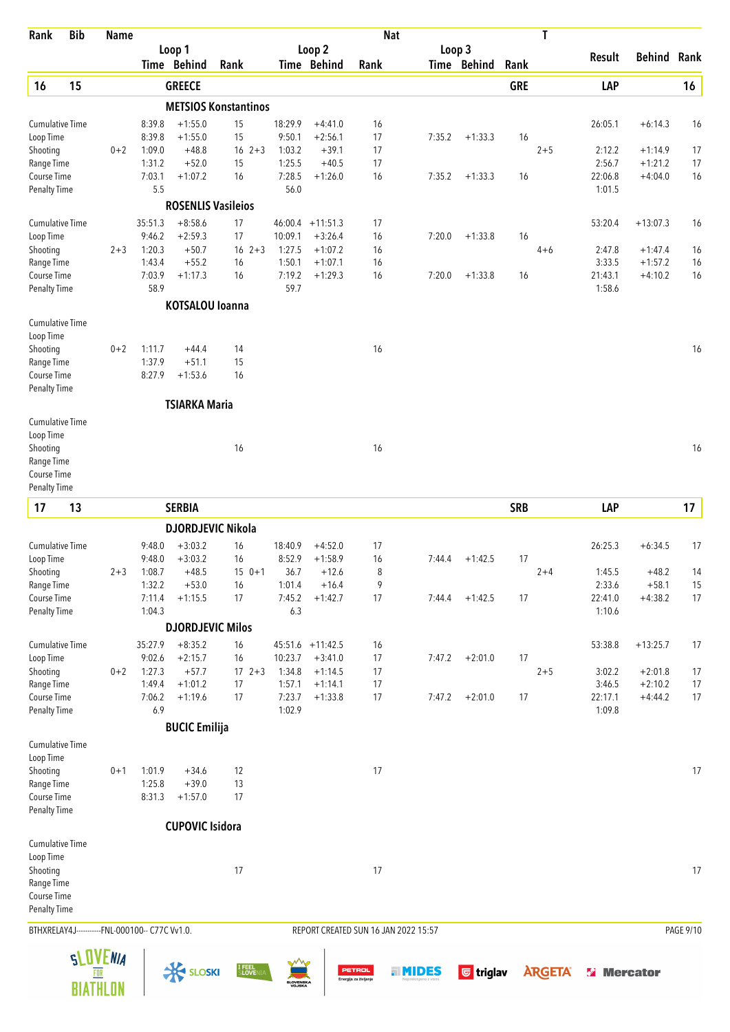| Rank | Bib | Name | Loop 1 Time | Loop 1 Behind | Loop 1 Rank | Loop 2 Time | Loop 2 Behind | Loop 2 Rank | Loop 3 Time | Loop 3 Behind | Loop 3 Rank | T | Result | Behind | Rank |
|---|---|---|---|---|---|---|---|---|---|---|---|---|---|---|---|
| **16** | **15** | **GREECE** | | | | | | | | | | **GRE** | **LAP** | | **16** |
| | | **METSIOS Konstantinos** | | | | | | | | | | | | | |
| Cumulative Time | | | 8:39.8 | +1:55.0 | 15 | 18:29.9 | +4:41.0 | 16 | | | | | 26:05.1 | +6:14.3 | 16 |
| Loop Time | | | 8:39.8 | +1:55.0 | 15 | 9:50.1 | +2:56.1 | 17 | 7:35.2 | +1:33.3 | 16 | | | | |
| Shooting | | 0+2 | 1:09.0 | +48.8 | 16 2+3 | 1:03.2 | +39.1 | 17 | | | | 2+5 | 2:12.2 | +1:14.9 | 17 |
| Range Time | | | 1:31.2 | +52.0 | 15 | 1:25.5 | +40.5 | 17 | | | | | 2:56.7 | +1:21.2 | 17 |
| Course Time | | | 7:03.1 | +1:07.2 | 16 | 7:28.5 | +1:26.0 | 16 | 7:35.2 | +1:33.3 | 16 | | 22:06.8 | +4:04.0 | 16 |
| Penalty Time | | | 5.5 | | | 56.0 | | | | | | | 1:01.5 | | |
| | | **ROSENLIS Vasileios** | | | | | | | | | | | | | |
| Cumulative Time | | | 35:51.3 | +8:58.6 | 17 | 46:00.4 | +11:51.3 | 17 | | | | | 53:20.4 | +13:07.3 | 16 |
| Loop Time | | | 9:46.2 | +2:59.3 | 17 | 10:09.1 | +3:26.4 | 16 | 7:20.0 | +1:33.8 | 16 | | | | |
| Shooting | | 2+3 | 1:20.3 | +50.7 | 16 2+3 | 1:27.5 | +1:07.2 | 16 | | | | 4+6 | 2:47.8 | +1:47.4 | 16 |
| Range Time | | | 1:43.4 | +55.2 | 16 | 1:50.1 | +1:07.1 | 16 | | | | | 3:33.5 | +1:57.2 | 16 |
| Course Time | | | 7:03.9 | +1:17.3 | 16 | 7:19.2 | +1:29.3 | 16 | 7:20.0 | +1:33.8 | 16 | | 21:43.1 | +4:10.2 | 16 |
| Penalty Time | | | 58.9 | | | 59.7 | | | | | | | 1:58.6 | | |
| | | **KOTSALOU Ioanna** | | | | | | | | | | | | | |
| Cumulative Time | | | | | | | | | | | | | | | |
| Loop Time | | | | | | | | | | | | | | | |
| Shooting | | 0+2 | 1:11.7 | +44.4 | 14 | | | 16 | | | | | | | 16 |
| Range Time | | | 1:37.9 | +51.1 | 15 | | | | | | | | | | |
| Course Time | | | 8:27.9 | +1:53.6 | 16 | | | | | | | | | | |
| Penalty Time | | | | | | | | | | | | | | | |
| | | **TSIARKA Maria** | | | | | | | | | | | | | |
| Cumulative Time | | | | | | | | | | | | | | | |
| Loop Time | | | | | | | | | | | | | | | |
| Shooting | | | | | 16 | | | 16 | | | | | | | 16 |
| Range Time | | | | | | | | | | | | | | | |
| Course Time | | | | | | | | | | | | | | | |
| Penalty Time | | | | | | | | | | | | | | | |
| **17** | **13** | **SERBIA** | | | | | | | | | | **SRB** | **LAP** | | **17** |
| | | **DJORDJEVIC Nikola** | | | | | | | | | | | | | |
| Cumulative Time | | | 9:48.0 | +3:03.2 | 16 | 18:40.9 | +4:52.0 | 17 | | | | | 26:25.3 | +6:34.5 | 17 |
| Loop Time | | | 9:48.0 | +3:03.2 | 16 | 8:52.9 | +1:58.9 | 16 | 7:44.4 | +1:42.5 | 17 | | | | |
| Shooting | | 2+3 | 1:08.7 | +48.5 | 15 0+1 | 36.7 | +12.6 | 8 | | | | 2+4 | 1:45.5 | +48.2 | 14 |
| Range Time | | | 1:32.2 | +53.0 | 16 | 1:01.4 | +16.4 | 9 | | | | | 2:33.6 | +58.1 | 15 |
| Course Time | | | 7:11.4 | +1:15.5 | 17 | 7:45.2 | +1:42.7 | 17 | 7:44.4 | +1:42.5 | 17 | | 22:41.0 | +4:38.2 | 17 |
| Penalty Time | | | 1:04.3 | | | 6.3 | | | | | | | 1:10.6 | | |
| | | **DJORDJEVIC Milos** | | | | | | | | | | | | | |
| Cumulative Time | | | 35:27.9 | +8:35.2 | 16 | 45:51.6 | +11:42.5 | 16 | | | | | 53:38.8 | +13:25.7 | 17 |
| Loop Time | | | 9:02.6 | +2:15.7 | 16 | 10:23.7 | +3:41.0 | 17 | 7:47.2 | +2:01.0 | 17 | | | | |
| Shooting | | 0+2 | 1:27.3 | +57.7 | 17 2+3 | 1:34.8 | +1:14.5 | 17 | | | | 2+5 | 3:02.2 | +2:01.8 | 17 |
| Range Time | | | 1:49.4 | +1:01.2 | 17 | 1:57.1 | +1:14.1 | 17 | | | | | 3:46.5 | +2:10.2 | 17 |
| Course Time | | | 7:06.2 | +1:19.6 | 17 | 7:23.7 | +1:33.8 | 17 | 7:47.2 | +2:01.0 | 17 | | 22:17.1 | +4:44.2 | 17 |
| Penalty Time | | | 6.9 | | | 1:02.9 | | | | | | | 1:09.8 | | |
| | | **BUCIC Emilija** | | | | | | | | | | | | | |
| Cumulative Time | | | | | | | | | | | | | | | |
| Loop Time | | | | | | | | | | | | | | | |
| Shooting | | 0+1 | 1:01.9 | +34.6 | 12 | | | 17 | | | | | | | 17 |
| Range Time | | | 1:25.8 | +39.0 | 13 | | | | | | | | | | |
| Course Time | | | 8:31.3 | +1:57.0 | 17 | | | | | | | | | | |
| Penalty Time | | | | | | | | | | | | | | | |
| | | **CUPOVIC Isidora** | | | | | | | | | | | | | |
| Cumulative Time | | | | | | | | | | | | | | | |
| Loop Time | | | | | | | | | | | | | | | |
| Shooting | | | | | 17 | | | 17 | | | | | | | 17 |
| Range Time | | | | | | | | | | | | | | | |
| Course Time | | | | | | | | | | | | | | | |
| Penalty Time | | | | | | | | | | | | | | | |

BTHXRELAY4J-----------FNL-000100-- C77C Vv1.0. REPORT CREATED SUN 16 JAN 2022 15:57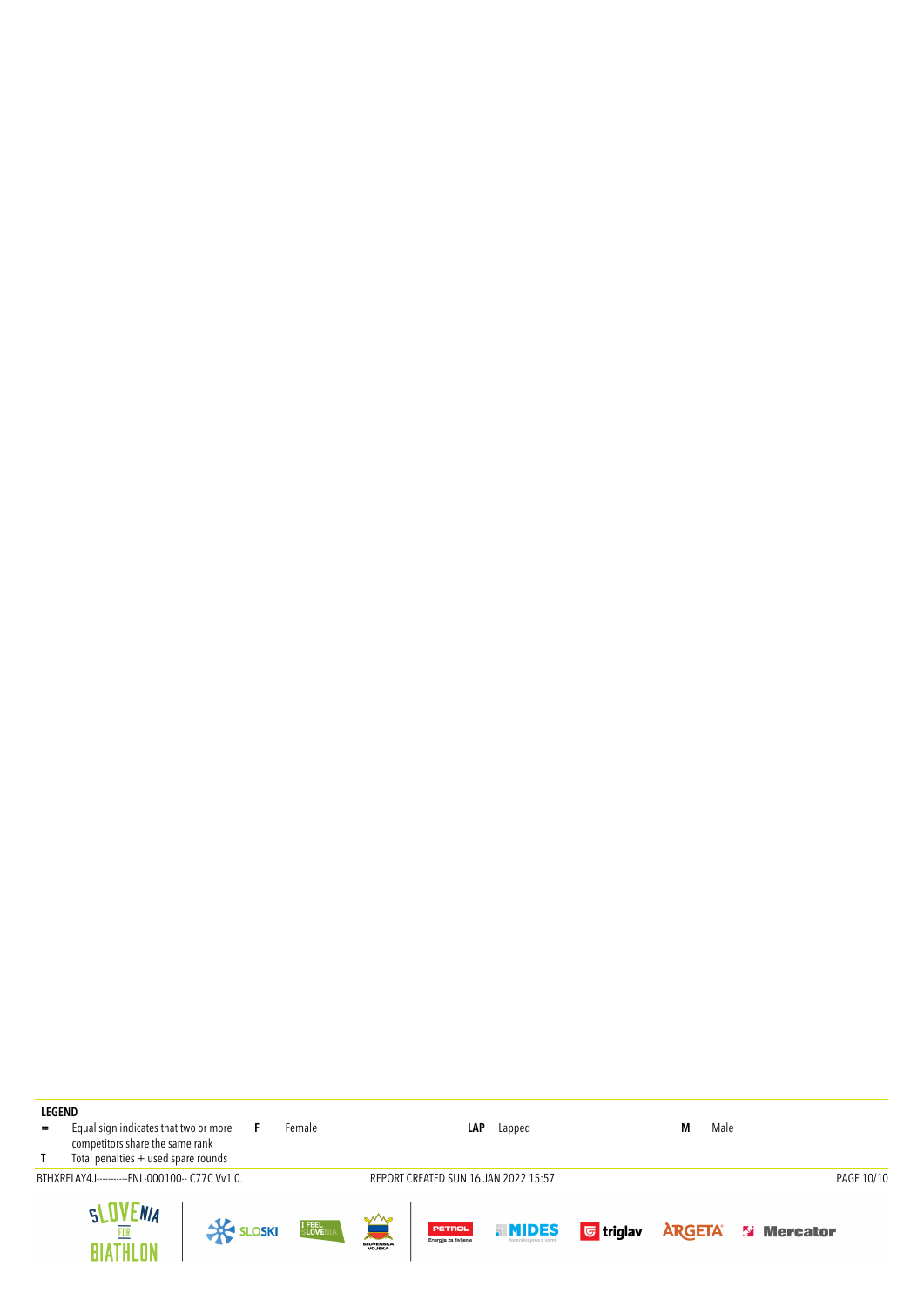## LEGEND

| | | | | | | | |
|---|---|---|---|---|---|---|---|
| = | Equal sign indicates that two or more competitors share the same rank | F | Female | LAP | Lapped | M | Male |
| T | Total penalties + used spare rounds | | | | | | |

BTHXRELAY4J-----------FNL-000100-- C77C Vv1.0.

REPORT CREATED SUN 16 JAN 2022 15:57